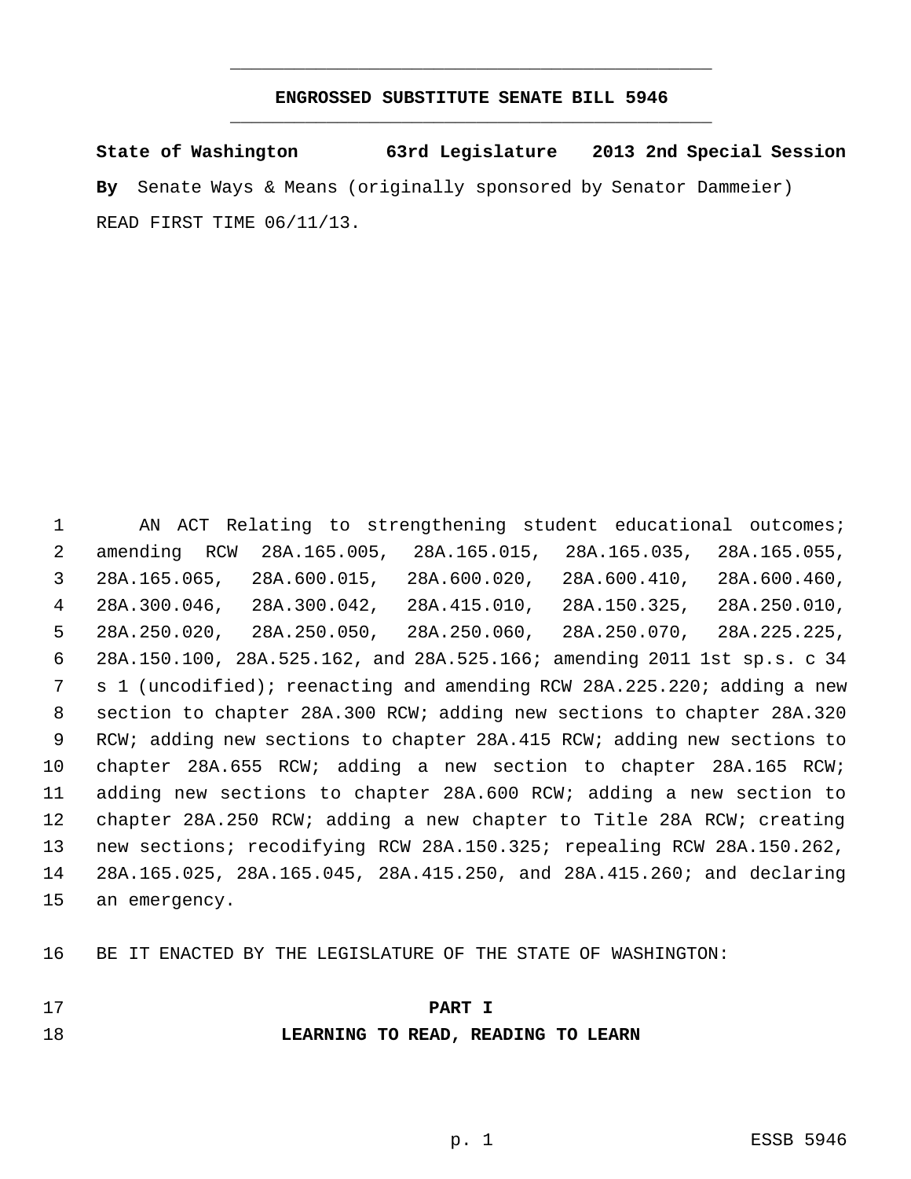# ENGROSSED SUBSTITUTE SENATE BILL 5946

**State of Washington 63rd Legislature 2013 2nd Special Session**

**By** Senate Ways & Means (originally sponsored by Senator Dammeier)

READ FIRST TIME 06/11/13.

AN ACT Relating to strengthening student educational outcomes; amending RCW 28A.165.005, 28A.165.015, 28A.165.035, 28A.165.055, 28A.165.065, 28A.600.015, 28A.600.020, 28A.600.410, 28A.600.460, 28A.300.046, 28A.300.042, 28A.415.010, 28A.150.325, 28A.250.010, 28A.250.020, 28A.250.050, 28A.250.060, 28A.250.070, 28A.225.225, 28A.150.100, 28A.525.162, and 28A.525.166; amending 2011 1st sp.s. c 34 s 1 (uncodified); reenacting and amending RCW 28A.225.220; adding a new section to chapter 28A.300 RCW; adding new sections to chapter 28A.320 RCW; adding new sections to chapter 28A.415 RCW; adding new sections to chapter 28A.655 RCW; adding a new section to chapter 28A.165 RCW; adding new sections to chapter 28A.600 RCW; adding a new section to chapter 28A.250 RCW; adding a new chapter to Title 28A RCW; creating new sections; recodifying RCW 28A.150.325; repealing RCW 28A.150.262, 28A.165.025, 28A.165.045, 28A.415.250, and 28A.415.260; and declaring an emergency.

BE IT ENACTED BY THE LEGISLATURE OF THE STATE OF WASHINGTON:

## PART I
## LEARNING TO READ, READING TO LEARN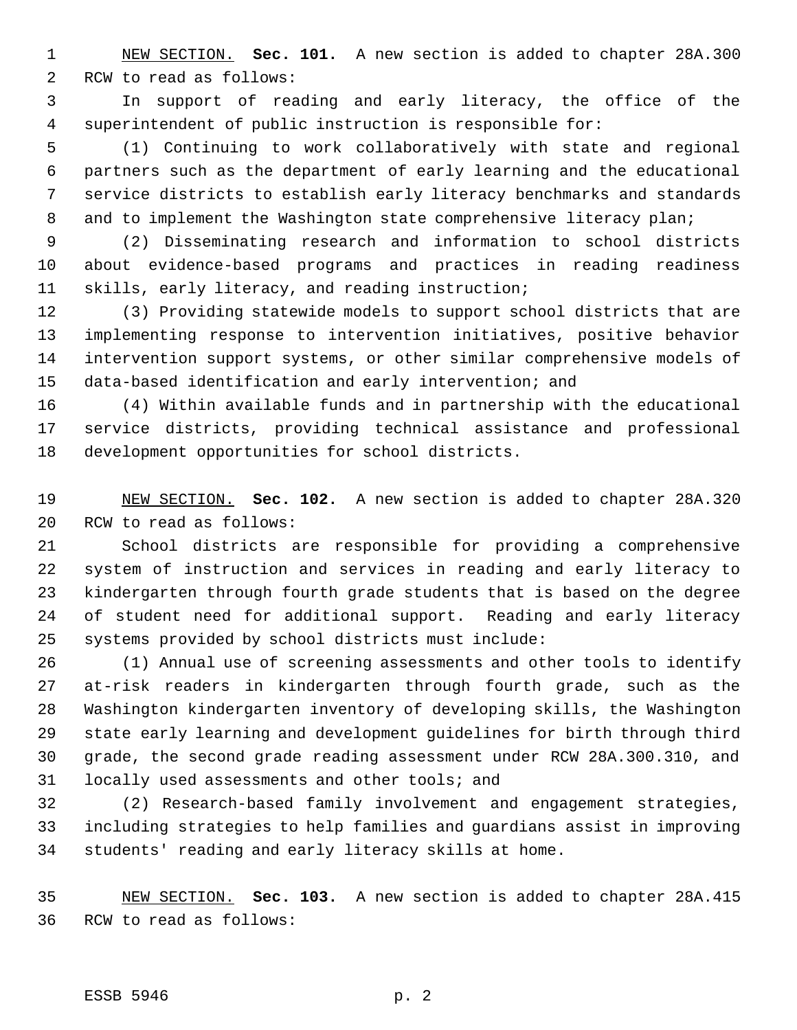NEW SECTION. **Sec. 101.** A new section is added to chapter 28A.300 RCW to read as follows:

In support of reading and early literacy, the office of the superintendent of public instruction is responsible for:

(1) Continuing to work collaboratively with state and regional partners such as the department of early learning and the educational service districts to establish early literacy benchmarks and standards and to implement the Washington state comprehensive literacy plan;

(2) Disseminating research and information to school districts about evidence-based programs and practices in reading readiness skills, early literacy, and reading instruction;

(3) Providing statewide models to support school districts that are implementing response to intervention initiatives, positive behavior intervention support systems, or other similar comprehensive models of data-based identification and early intervention; and

(4) Within available funds and in partnership with the educational service districts, providing technical assistance and professional development opportunities for school districts.

NEW SECTION. **Sec. 102.** A new section is added to chapter 28A.320 RCW to read as follows:

School districts are responsible for providing a comprehensive system of instruction and services in reading and early literacy to kindergarten through fourth grade students that is based on the degree of student need for additional support. Reading and early literacy systems provided by school districts must include:

(1) Annual use of screening assessments and other tools to identify at-risk readers in kindergarten through fourth grade, such as the Washington kindergarten inventory of developing skills, the Washington state early learning and development guidelines for birth through third grade, the second grade reading assessment under RCW 28A.300.310, and locally used assessments and other tools; and

(2) Research-based family involvement and engagement strategies, including strategies to help families and guardians assist in improving students' reading and early literacy skills at home.

NEW SECTION. **Sec. 103.** A new section is added to chapter 28A.415 RCW to read as follows: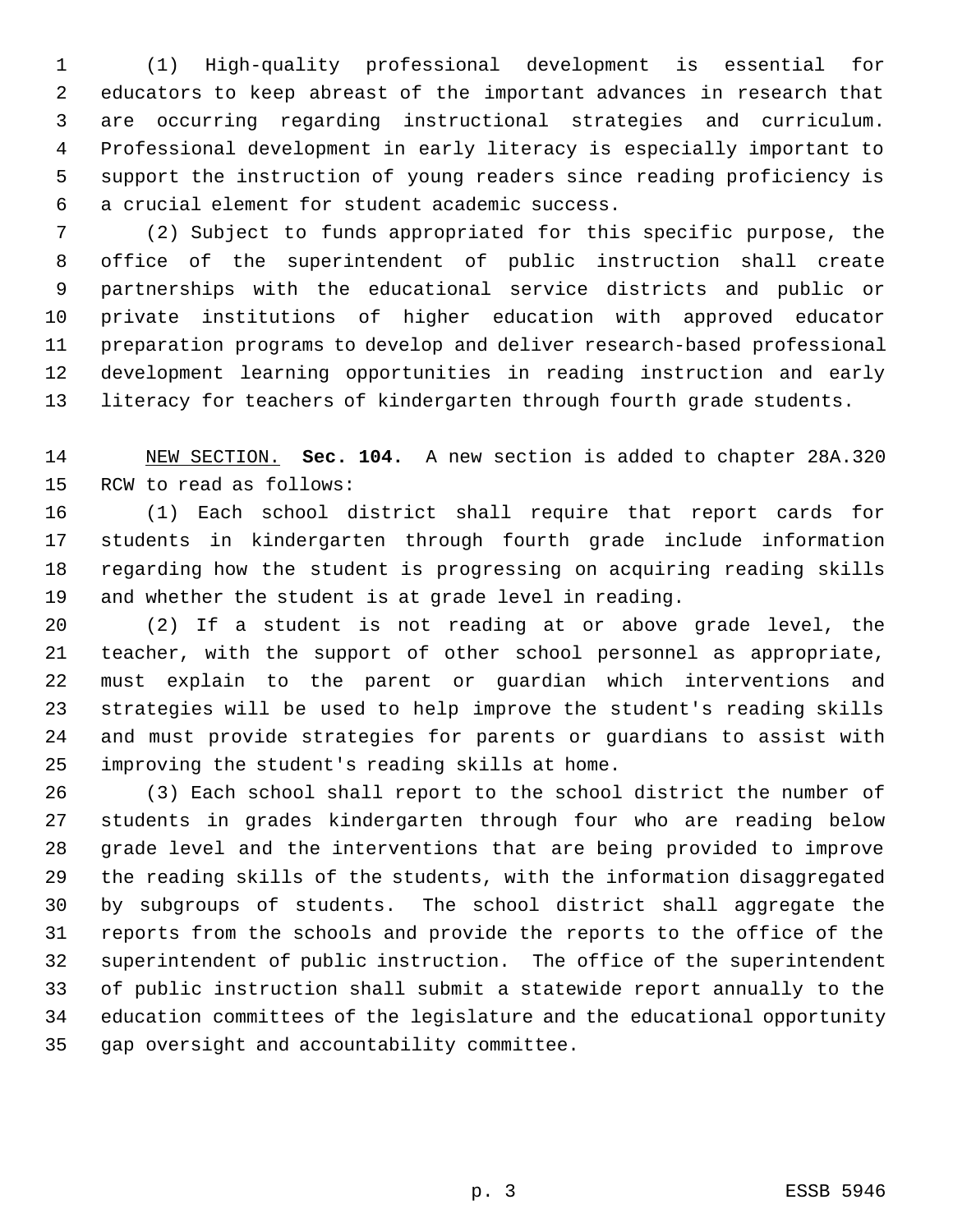(1) High-quality professional development is essential for educators to keep abreast of the important advances in research that are occurring regarding instructional strategies and curriculum. Professional development in early literacy is especially important to support the instruction of young readers since reading proficiency is a crucial element for student academic success.

(2) Subject to funds appropriated for this specific purpose, the office of the superintendent of public instruction shall create partnerships with the educational service districts and public or private institutions of higher education with approved educator preparation programs to develop and deliver research-based professional development learning opportunities in reading instruction and early literacy for teachers of kindergarten through fourth grade students.

NEW SECTION. **Sec. 104.** A new section is added to chapter 28A.320 RCW to read as follows:

(1) Each school district shall require that report cards for students in kindergarten through fourth grade include information regarding how the student is progressing on acquiring reading skills and whether the student is at grade level in reading.

(2) If a student is not reading at or above grade level, the teacher, with the support of other school personnel as appropriate, must explain to the parent or guardian which interventions and strategies will be used to help improve the student's reading skills and must provide strategies for parents or guardians to assist with improving the student's reading skills at home.

(3) Each school shall report to the school district the number of students in grades kindergarten through four who are reading below grade level and the interventions that are being provided to improve the reading skills of the students, with the information disaggregated by subgroups of students. The school district shall aggregate the reports from the schools and provide the reports to the office of the superintendent of public instruction. The office of the superintendent of public instruction shall submit a statewide report annually to the education committees of the legislature and the educational opportunity gap oversight and accountability committee.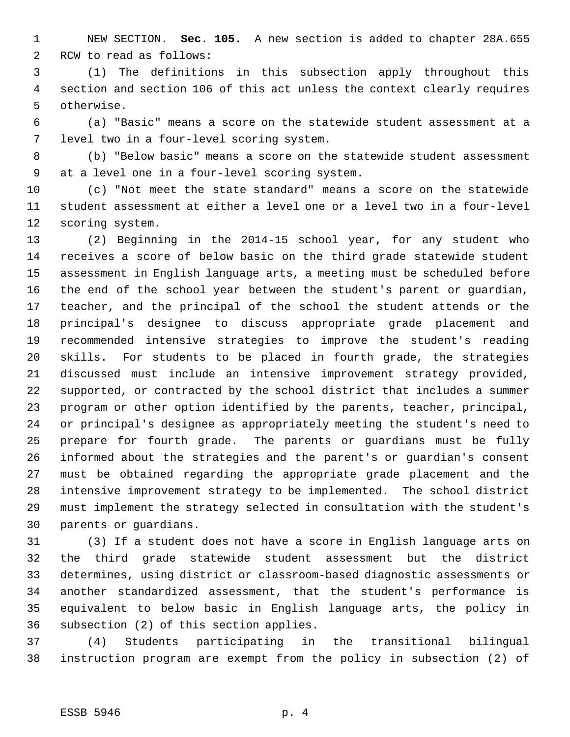NEW SECTION. **Sec. 105.** A new section is added to chapter 28A.655 RCW to read as follows:

(1) The definitions in this subsection apply throughout this section and section 106 of this act unless the context clearly requires otherwise.

(a) "Basic" means a score on the statewide student assessment at a level two in a four-level scoring system.

(b) "Below basic" means a score on the statewide student assessment at a level one in a four-level scoring system.

(c) "Not meet the state standard" means a score on the statewide student assessment at either a level one or a level two in a four-level scoring system.

(2) Beginning in the 2014-15 school year, for any student who receives a score of below basic on the third grade statewide student assessment in English language arts, a meeting must be scheduled before the end of the school year between the student's parent or guardian, teacher, and the principal of the school the student attends or the principal's designee to discuss appropriate grade placement and recommended intensive strategies to improve the student's reading skills. For students to be placed in fourth grade, the strategies discussed must include an intensive improvement strategy provided, supported, or contracted by the school district that includes a summer program or other option identified by the parents, teacher, principal, or principal's designee as appropriately meeting the student's need to prepare for fourth grade. The parents or guardians must be fully informed about the strategies and the parent's or guardian's consent must be obtained regarding the appropriate grade placement and the intensive improvement strategy to be implemented. The school district must implement the strategy selected in consultation with the student's parents or guardians.

(3) If a student does not have a score in English language arts on the third grade statewide student assessment but the district determines, using district or classroom-based diagnostic assessments or another standardized assessment, that the student's performance is equivalent to below basic in English language arts, the policy in subsection (2) of this section applies.

(4) Students participating in the transitional bilingual instruction program are exempt from the policy in subsection (2) of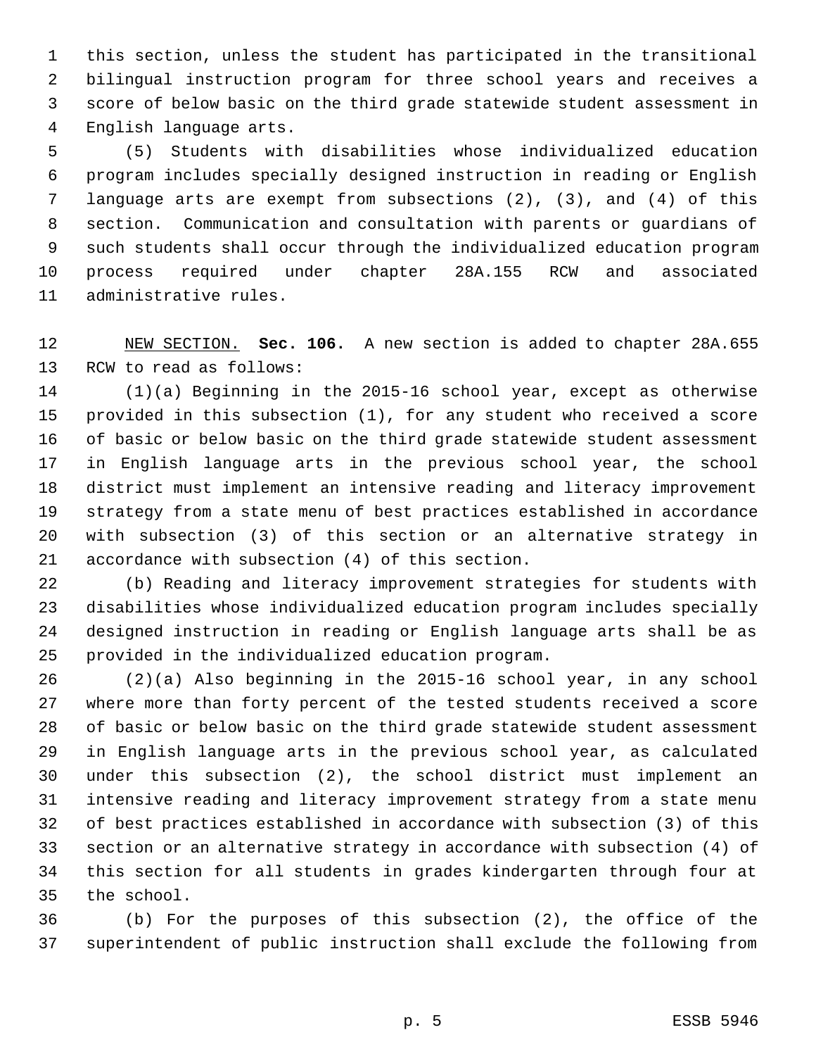this section, unless the student has participated in the transitional bilingual instruction program for three school years and receives a score of below basic on the third grade statewide student assessment in English language arts.

(5) Students with disabilities whose individualized education program includes specially designed instruction in reading or English language arts are exempt from subsections (2), (3), and (4) of this section. Communication and consultation with parents or guardians of such students shall occur through the individualized education program process required under chapter 28A.155 RCW and associated administrative rules.

NEW SECTION. **Sec. 106.** A new section is added to chapter 28A.655 RCW to read as follows:

(1)(a) Beginning in the 2015-16 school year, except as otherwise provided in this subsection (1), for any student who received a score of basic or below basic on the third grade statewide student assessment in English language arts in the previous school year, the school district must implement an intensive reading and literacy improvement strategy from a state menu of best practices established in accordance with subsection (3) of this section or an alternative strategy in accordance with subsection (4) of this section.

(b) Reading and literacy improvement strategies for students with disabilities whose individualized education program includes specially designed instruction in reading or English language arts shall be as provided in the individualized education program.

(2)(a) Also beginning in the 2015-16 school year, in any school where more than forty percent of the tested students received a score of basic or below basic on the third grade statewide student assessment in English language arts in the previous school year, as calculated under this subsection (2), the school district must implement an intensive reading and literacy improvement strategy from a state menu of best practices established in accordance with subsection (3) of this section or an alternative strategy in accordance with subsection (4) of this section for all students in grades kindergarten through four at the school.

(b) For the purposes of this subsection (2), the office of the superintendent of public instruction shall exclude the following from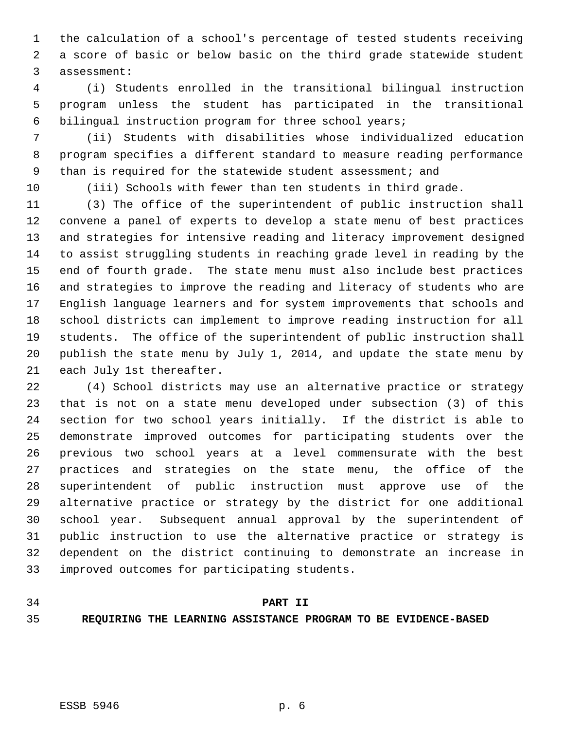the calculation of a school's percentage of tested students receiving a score of basic or below basic on the third grade statewide student assessment:

(i) Students enrolled in the transitional bilingual instruction program unless the student has participated in the transitional bilingual instruction program for three school years;

(ii) Students with disabilities whose individualized education program specifies a different standard to measure reading performance than is required for the statewide student assessment; and

(iii) Schools with fewer than ten students in third grade.

(3) The office of the superintendent of public instruction shall convene a panel of experts to develop a state menu of best practices and strategies for intensive reading and literacy improvement designed to assist struggling students in reaching grade level in reading by the end of fourth grade. The state menu must also include best practices and strategies to improve the reading and literacy of students who are English language learners and for system improvements that schools and school districts can implement to improve reading instruction for all students. The office of the superintendent of public instruction shall publish the state menu by July 1, 2014, and update the state menu by each July 1st thereafter.

(4) School districts may use an alternative practice or strategy that is not on a state menu developed under subsection (3) of this section for two school years initially. If the district is able to demonstrate improved outcomes for participating students over the previous two school years at a level commensurate with the best practices and strategies on the state menu, the office of the superintendent of public instruction must approve use of the alternative practice or strategy by the district for one additional school year. Subsequent annual approval by the superintendent of public instruction to use the alternative practice or strategy is dependent on the district continuing to demonstrate an increase in improved outcomes for participating students.

## PART II
## REQUIRING THE LEARNING ASSISTANCE PROGRAM TO BE EVIDENCE-BASED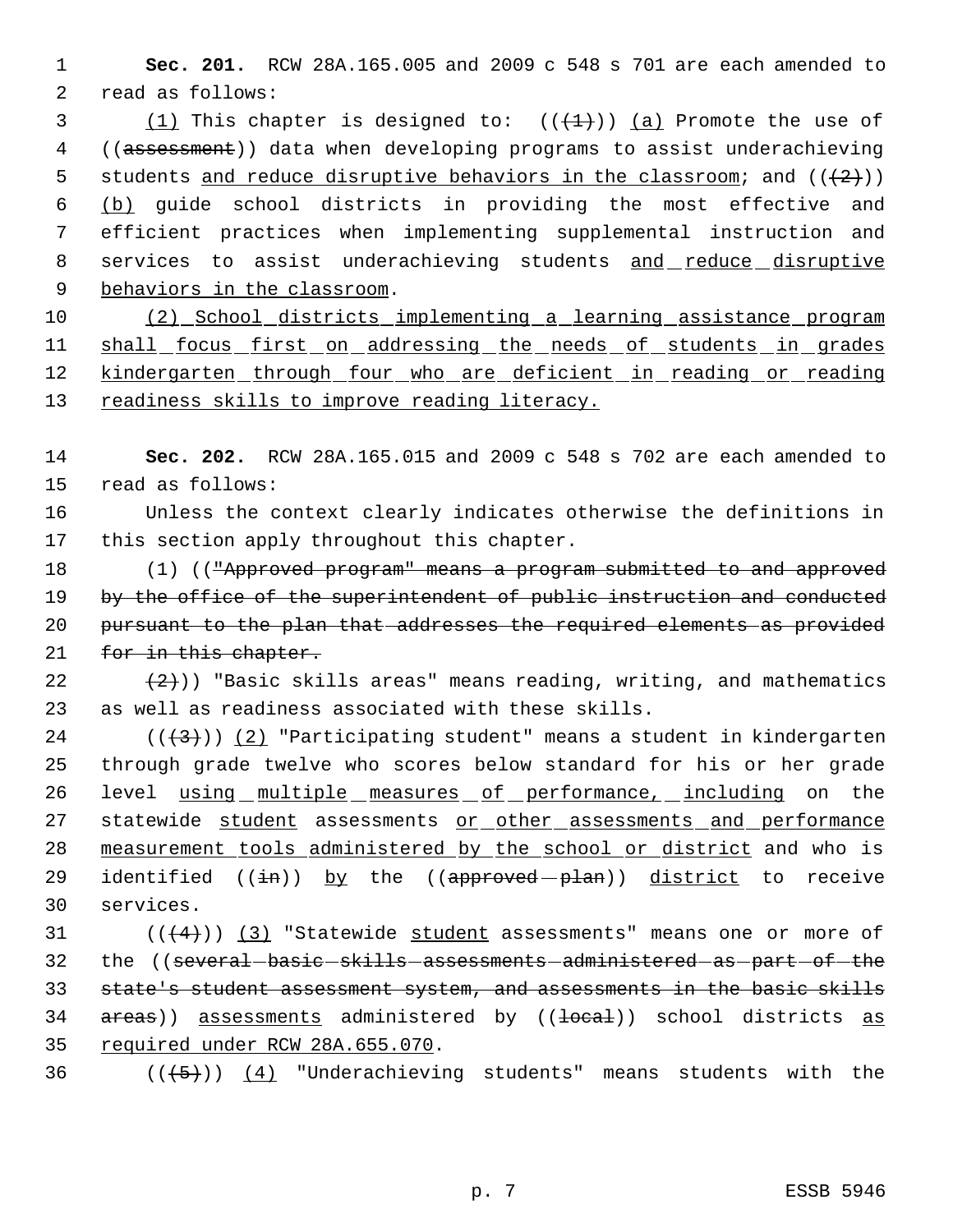**Sec. 201.** RCW 28A.165.005 and 2009 c 548 s 701 are each amended to read as follows:

(1) This chapter is designed to: (((1))) (a) Promote the use of ((assessment)) data when developing programs to assist underachieving students and reduce disruptive behaviors in the classroom; and (((2))) (b) guide school districts in providing the most effective and efficient practices when implementing supplemental instruction and services to assist underachieving students and reduce disruptive behaviors in the classroom.

(2) School districts implementing a learning assistance program shall focus first on addressing the needs of students in grades kindergarten through four who are deficient in reading or reading readiness skills to improve reading literacy.

**Sec. 202.** RCW 28A.165.015 and 2009 c 548 s 702 are each amended to read as follows:

Unless the context clearly indicates otherwise the definitions in this section apply throughout this chapter.

(1) (("Approved program" means a program submitted to and approved by the office of the superintendent of public instruction and conducted pursuant to the plan that addresses the required elements as provided for in this chapter.

(2))) "Basic skills areas" means reading, writing, and mathematics as well as readiness associated with these skills.

(((3))) (2) "Participating student" means a student in kindergarten through grade twelve who scores below standard for his or her grade level using multiple measures of performance, including on the statewide student assessments or other assessments and performance measurement tools administered by the school or district and who is identified ((in)) by the ((approved plan)) district to receive services.

(((4))) (3) "Statewide student assessments" means one or more of the ((several basic skills assessments administered as part of the state's student assessment system, and assessments in the basic skills areas)) assessments administered by ((local)) school districts as required under RCW 28A.655.070.

(((5))) (4) "Underachieving students" means students with the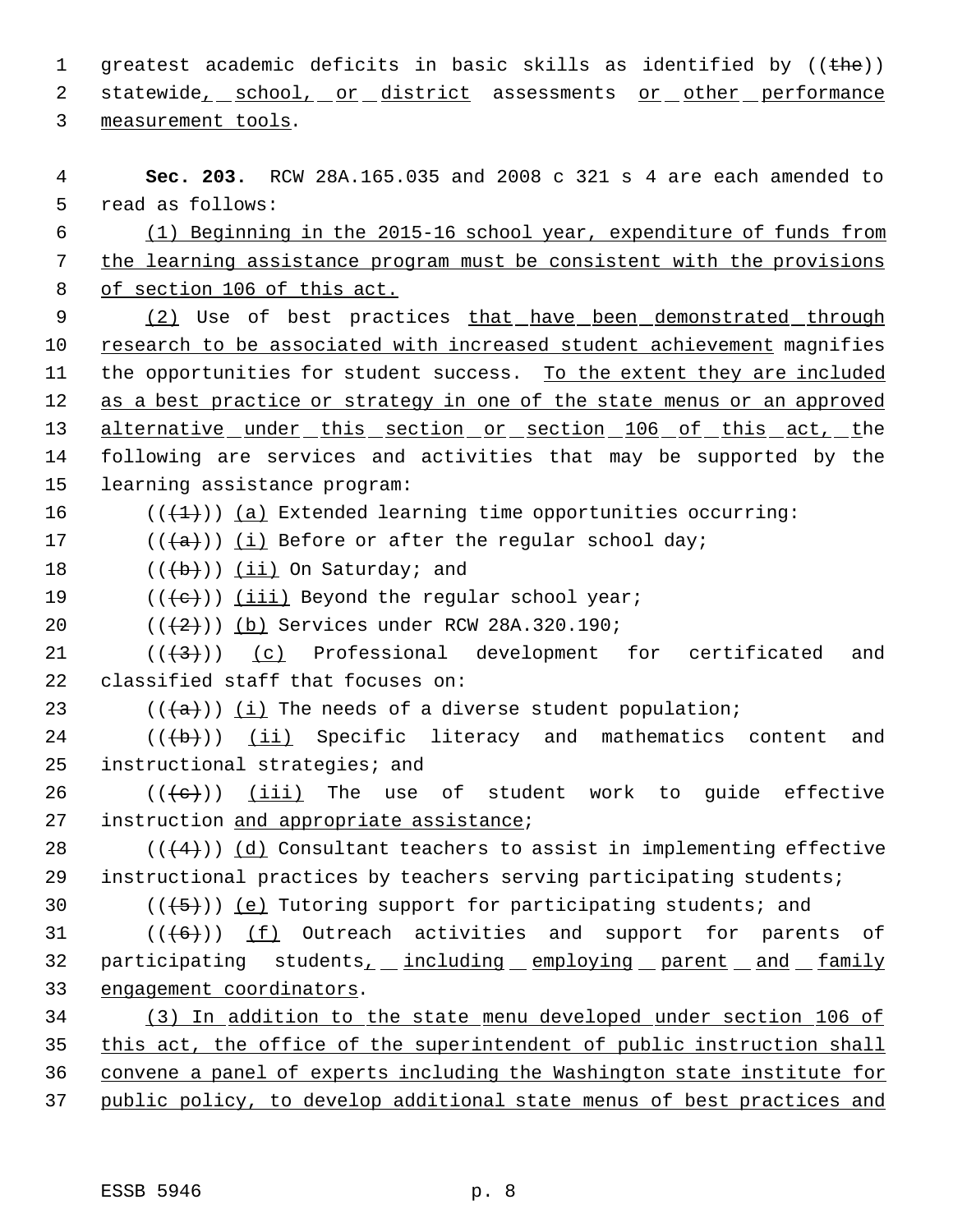greatest academic deficits in basic skills as identified by ((the)) statewide, school, or district assessments or other performance measurement tools.

**Sec. 203.** RCW 28A.165.035 and 2008 c 321 s 4 are each amended to read as follows:

(1) Beginning in the 2015-16 school year, expenditure of funds from the learning assistance program must be consistent with the provisions of section 106 of this act.

(2) Use of best practices that have been demonstrated through research to be associated with increased student achievement magnifies the opportunities for student success. To the extent they are included as a best practice or strategy in one of the state menus or an approved alternative under this section or section 106 of this act, the following are services and activities that may be supported by the learning assistance program:

(((1))) (a) Extended learning time opportunities occurring:

(((a))) (i) Before or after the regular school day;

(((b))) (ii) On Saturday; and

(((c))) (iii) Beyond the regular school year;

(((2))) (b) Services under RCW 28A.320.190;

(((3))) (c) Professional development for certificated and classified staff that focuses on:

(((a))) (i) The needs of a diverse student population;

(((b))) (ii) Specific literacy and mathematics content and instructional strategies; and

(((c))) (iii) The use of student work to guide effective instruction and appropriate assistance;

(((4))) (d) Consultant teachers to assist in implementing effective instructional practices by teachers serving participating students;

(((5))) (e) Tutoring support for participating students; and

(((6))) (f) Outreach activities and support for parents of participating students, including employing parent and family engagement coordinators.

(3) In addition to the state menu developed under section 106 of this act, the office of the superintendent of public instruction shall convene a panel of experts including the Washington state institute for public policy, to develop additional state menus of best practices and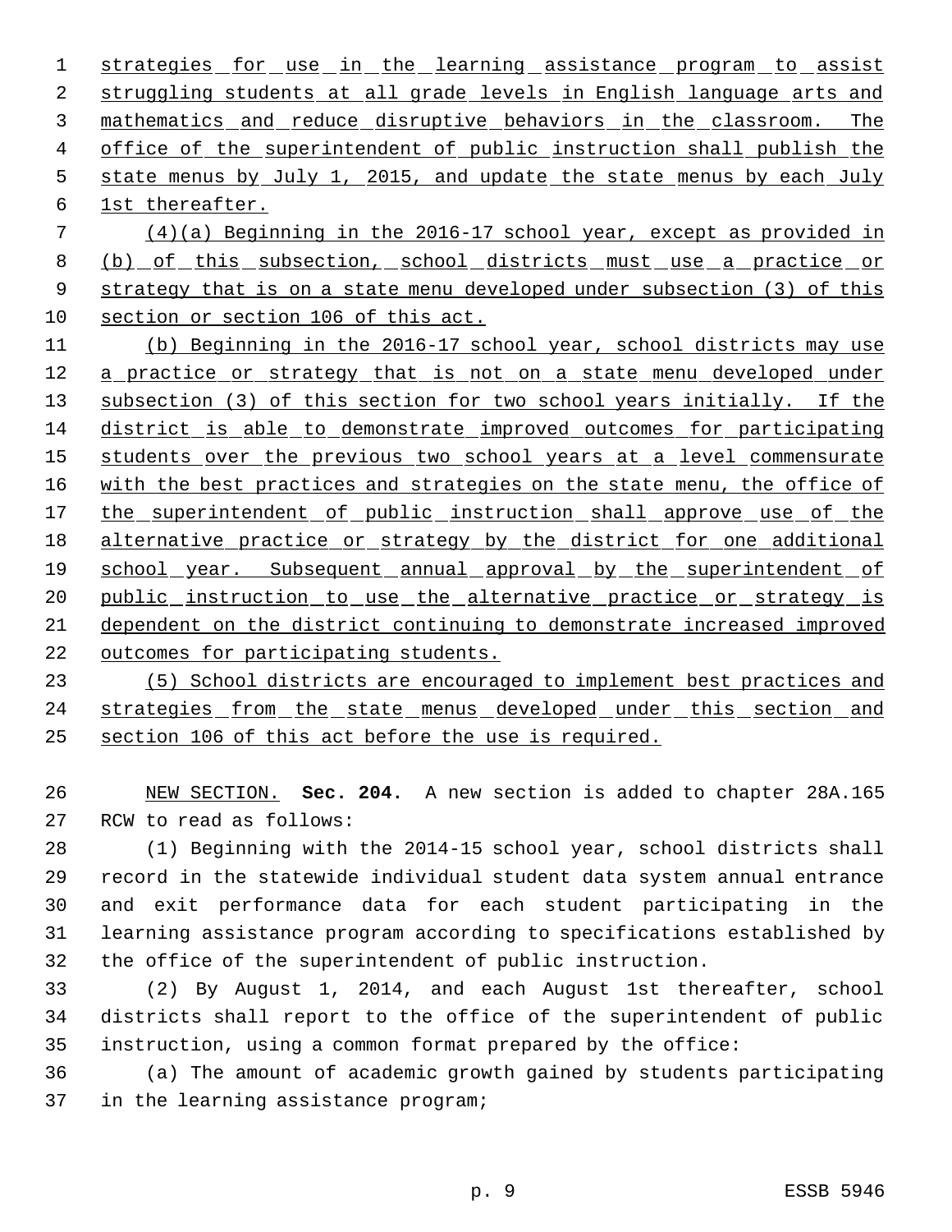strategies for use in the learning assistance program to assist struggling students at all grade levels in English language arts and mathematics and reduce disruptive behaviors in the classroom. The office of the superintendent of public instruction shall publish the state menus by July 1, 2015, and update the state menus by each July 1st thereafter.

(4)(a) Beginning in the 2016-17 school year, except as provided in (b) of this subsection, school districts must use a practice or strategy that is on a state menu developed under subsection (3) of this section or section 106 of this act.

(b) Beginning in the 2016-17 school year, school districts may use a practice or strategy that is not on a state menu developed under subsection (3) of this section for two school years initially. If the district is able to demonstrate improved outcomes for participating students over the previous two school years at a level commensurate with the best practices and strategies on the state menu, the office of the superintendent of public instruction shall approve use of the alternative practice or strategy by the district for one additional school year. Subsequent annual approval by the superintendent of public instruction to use the alternative practice or strategy is dependent on the district continuing to demonstrate increased improved outcomes for participating students.

(5) School districts are encouraged to implement best practices and strategies from the state menus developed under this section and section 106 of this act before the use is required.

NEW SECTION. **Sec. 204.** A new section is added to chapter 28A.165 RCW to read as follows:

(1) Beginning with the 2014-15 school year, school districts shall record in the statewide individual student data system annual entrance and exit performance data for each student participating in the learning assistance program according to specifications established by the office of the superintendent of public instruction.

(2) By August 1, 2014, and each August 1st thereafter, school districts shall report to the office of the superintendent of public instruction, using a common format prepared by the office:

(a) The amount of academic growth gained by students participating in the learning assistance program;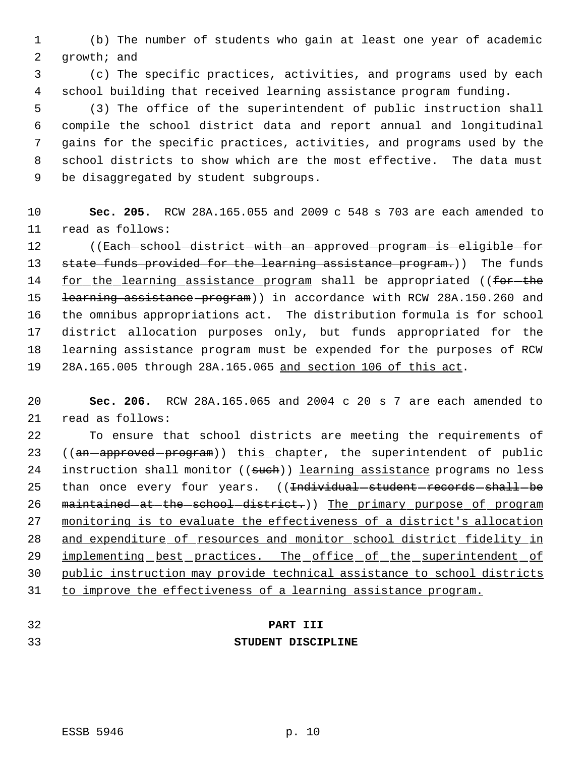(b) The number of students who gain at least one year of academic growth; and

(c) The specific practices, activities, and programs used by each school building that received learning assistance program funding.

(3) The office of the superintendent of public instruction shall compile the school district data and report annual and longitudinal gains for the specific practices, activities, and programs used by the school districts to show which are the most effective. The data must be disaggregated by student subgroups.

**Sec. 205.** RCW 28A.165.055 and 2009 c 548 s 703 are each amended to read as follows:

((~~Each school district with an approved program is eligible for state funds provided for the learning assistance program.~~)) The funds <u>for the learning assistance program</u> shall be appropriated ((~~for the learning assistance program~~)) in accordance with RCW 28A.150.260 and the omnibus appropriations act. The distribution formula is for school district allocation purposes only, but funds appropriated for the learning assistance program must be expended for the purposes of RCW 28A.165.005 through 28A.165.065 <u>and section 106 of this act</u>.

**Sec. 206.** RCW 28A.165.065 and 2004 c 20 s 7 are each amended to read as follows:

To ensure that school districts are meeting the requirements of ((~~an approved program~~)) <u>this chapter</u>, the superintendent of public instruction shall monitor ((~~such~~)) <u>learning assistance</u> programs no less than once every four years. ((~~Individual student records shall be maintained at the school district.~~)) <u>The primary purpose of program monitoring is to evaluate the effectiveness of a district's allocation and expenditure of resources and monitor school district fidelity in implementing best practices. The office of the superintendent of public instruction may provide technical assistance to school districts to improve the effectiveness of a learning assistance program.</u>

**PART III**

**STUDENT DISCIPLINE**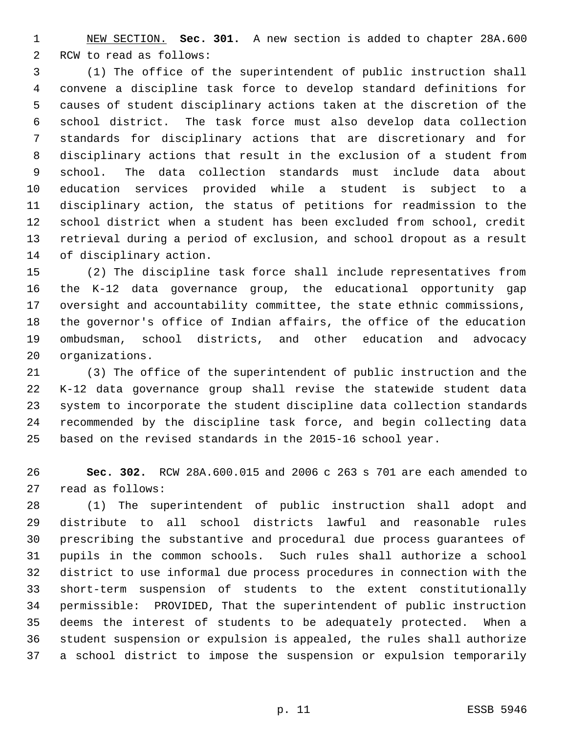NEW SECTION. **Sec. 301.** A new section is added to chapter 28A.600 RCW to read as follows:

(1) The office of the superintendent of public instruction shall convene a discipline task force to develop standard definitions for causes of student disciplinary actions taken at the discretion of the school district. The task force must also develop data collection standards for disciplinary actions that are discretionary and for disciplinary actions that result in the exclusion of a student from school. The data collection standards must include data about education services provided while a student is subject to a disciplinary action, the status of petitions for readmission to the school district when a student has been excluded from school, credit retrieval during a period of exclusion, and school dropout as a result of disciplinary action.

(2) The discipline task force shall include representatives from the K-12 data governance group, the educational opportunity gap oversight and accountability committee, the state ethnic commissions, the governor's office of Indian affairs, the office of the education ombudsman, school districts, and other education and advocacy organizations.

(3) The office of the superintendent of public instruction and the K-12 data governance group shall revise the statewide student data system to incorporate the student discipline data collection standards recommended by the discipline task force, and begin collecting data based on the revised standards in the 2015-16 school year.

**Sec. 302.** RCW 28A.600.015 and 2006 c 263 s 701 are each amended to read as follows:

(1) The superintendent of public instruction shall adopt and distribute to all school districts lawful and reasonable rules prescribing the substantive and procedural due process guarantees of pupils in the common schools. Such rules shall authorize a school district to use informal due process procedures in connection with the short-term suspension of students to the extent constitutionally permissible: PROVIDED, That the superintendent of public instruction deems the interest of students to be adequately protected. When a student suspension or expulsion is appealed, the rules shall authorize a school district to impose the suspension or expulsion temporarily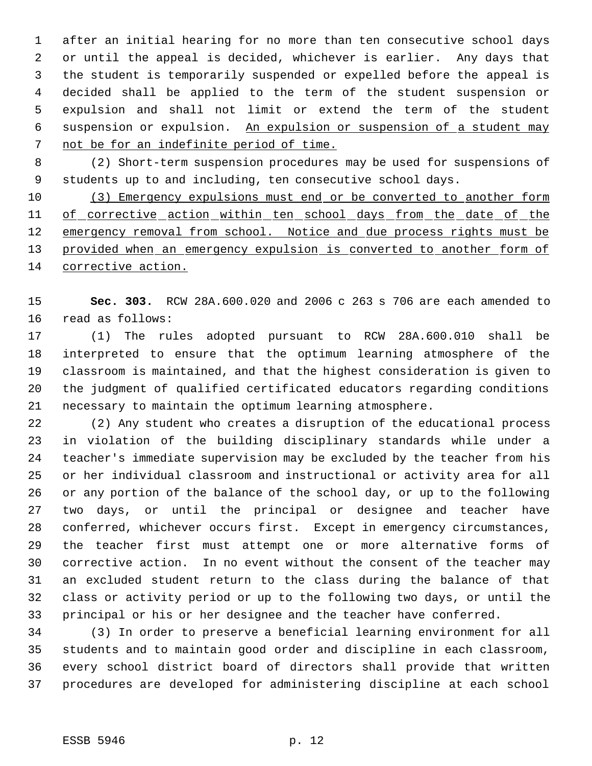after an initial hearing for no more than ten consecutive school days or until the appeal is decided, whichever is earlier. Any days that the student is temporarily suspended or expelled before the appeal is decided shall be applied to the term of the student suspension or expulsion and shall not limit or extend the term of the student suspension or expulsion. <u>An expulsion or suspension of a student may not be for an indefinite period of time.</u>

(2) Short-term suspension procedures may be used for suspensions of students up to and including, ten consecutive school days.

<u>(3) Emergency expulsions must end or be converted to another form of corrective action within ten school days from the date of the emergency removal from school. Notice and due process rights must be provided when an emergency expulsion is converted to another form of corrective action.</u>

**Sec. 303.** RCW 28A.600.020 and 2006 c 263 s 706 are each amended to read as follows:

(1) The rules adopted pursuant to RCW 28A.600.010 shall be interpreted to ensure that the optimum learning atmosphere of the classroom is maintained, and that the highest consideration is given to the judgment of qualified certificated educators regarding conditions necessary to maintain the optimum learning atmosphere.

(2) Any student who creates a disruption of the educational process in violation of the building disciplinary standards while under a teacher's immediate supervision may be excluded by the teacher from his or her individual classroom and instructional or activity area for all or any portion of the balance of the school day, or up to the following two days, or until the principal or designee and teacher have conferred, whichever occurs first. Except in emergency circumstances, the teacher first must attempt one or more alternative forms of corrective action. In no event without the consent of the teacher may an excluded student return to the class during the balance of that class or activity period or up to the following two days, or until the principal or his or her designee and the teacher have conferred.

(3) In order to preserve a beneficial learning environment for all students and to maintain good order and discipline in each classroom, every school district board of directors shall provide that written procedures are developed for administering discipline at each school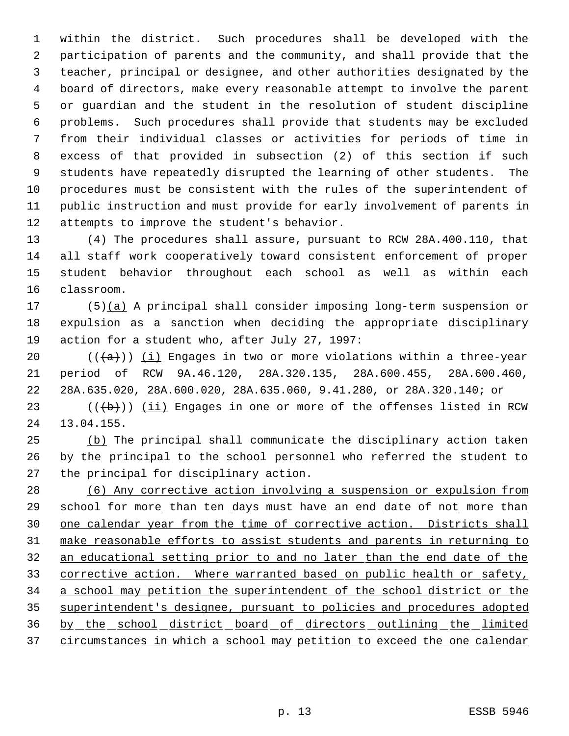within the district. Such procedures shall be developed with the participation of parents and the community, and shall provide that the teacher, principal or designee, and other authorities designated by the board of directors, make every reasonable attempt to involve the parent or guardian and the student in the resolution of student discipline problems. Such procedures shall provide that students may be excluded from their individual classes or activities for periods of time in excess of that provided in subsection (2) of this section if such students have repeatedly disrupted the learning of other students. The procedures must be consistent with the rules of the superintendent of public instruction and must provide for early involvement of parents in attempts to improve the student's behavior.

(4) The procedures shall assure, pursuant to RCW 28A.400.110, that all staff work cooperatively toward consistent enforcement of proper student behavior throughout each school as well as within each classroom.

(5)(a) A principal shall consider imposing long-term suspension or expulsion as a sanction when deciding the appropriate disciplinary action for a student who, after July 27, 1997:

(((a))) (i) Engages in two or more violations within a three-year period of RCW 9A.46.120, 28A.320.135, 28A.600.455, 28A.600.460, 28A.635.020, 28A.600.020, 28A.635.060, 9.41.280, or 28A.320.140; or

(((b))) (ii) Engages in one or more of the offenses listed in RCW 13.04.155.

(b) The principal shall communicate the disciplinary action taken by the principal to the school personnel who referred the student to the principal for disciplinary action.

(6) Any corrective action involving a suspension or expulsion from school for more than ten days must have an end date of not more than one calendar year from the time of corrective action. Districts shall make reasonable efforts to assist students and parents in returning to an educational setting prior to and no later than the end date of the corrective action. Where warranted based on public health or safety, a school may petition the superintendent of the school district or the superintendent's designee, pursuant to policies and procedures adopted by the school district board of directors outlining the limited circumstances in which a school may petition to exceed the one calendar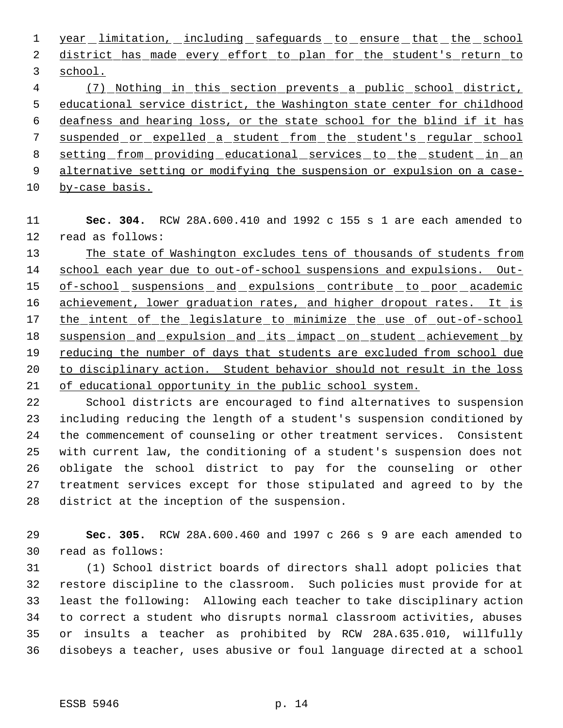year limitation, including safeguards to ensure that the school district has made every effort to plan for the student's return to school.

(7) Nothing in this section prevents a public school district, educational service district, the Washington state center for childhood deafness and hearing loss, or the state school for the blind if it has suspended or expelled a student from the student's regular school setting from providing educational services to the student in an alternative setting or modifying the suspension or expulsion on a case-by-case basis.

**Sec. 304.** RCW 28A.600.410 and 1992 c 155 s 1 are each amended to read as follows:

The state of Washington excludes tens of thousands of students from school each year due to out-of-school suspensions and expulsions. Out-of-school suspensions and expulsions contribute to poor academic achievement, lower graduation rates, and higher dropout rates. It is the intent of the legislature to minimize the use of out-of-school suspension and expulsion and its impact on student achievement by reducing the number of days that students are excluded from school due to disciplinary action. Student behavior should not result in the loss of educational opportunity in the public school system.

School districts are encouraged to find alternatives to suspension including reducing the length of a student's suspension conditioned by the commencement of counseling or other treatment services. Consistent with current law, the conditioning of a student's suspension does not obligate the school district to pay for the counseling or other treatment services except for those stipulated and agreed to by the district at the inception of the suspension.

**Sec. 305.** RCW 28A.600.460 and 1997 c 266 s 9 are each amended to read as follows:

(1) School district boards of directors shall adopt policies that restore discipline to the classroom. Such policies must provide for at least the following: Allowing each teacher to take disciplinary action to correct a student who disrupts normal classroom activities, abuses or insults a teacher as prohibited by RCW 28A.635.010, willfully disobeys a teacher, uses abusive or foul language directed at a school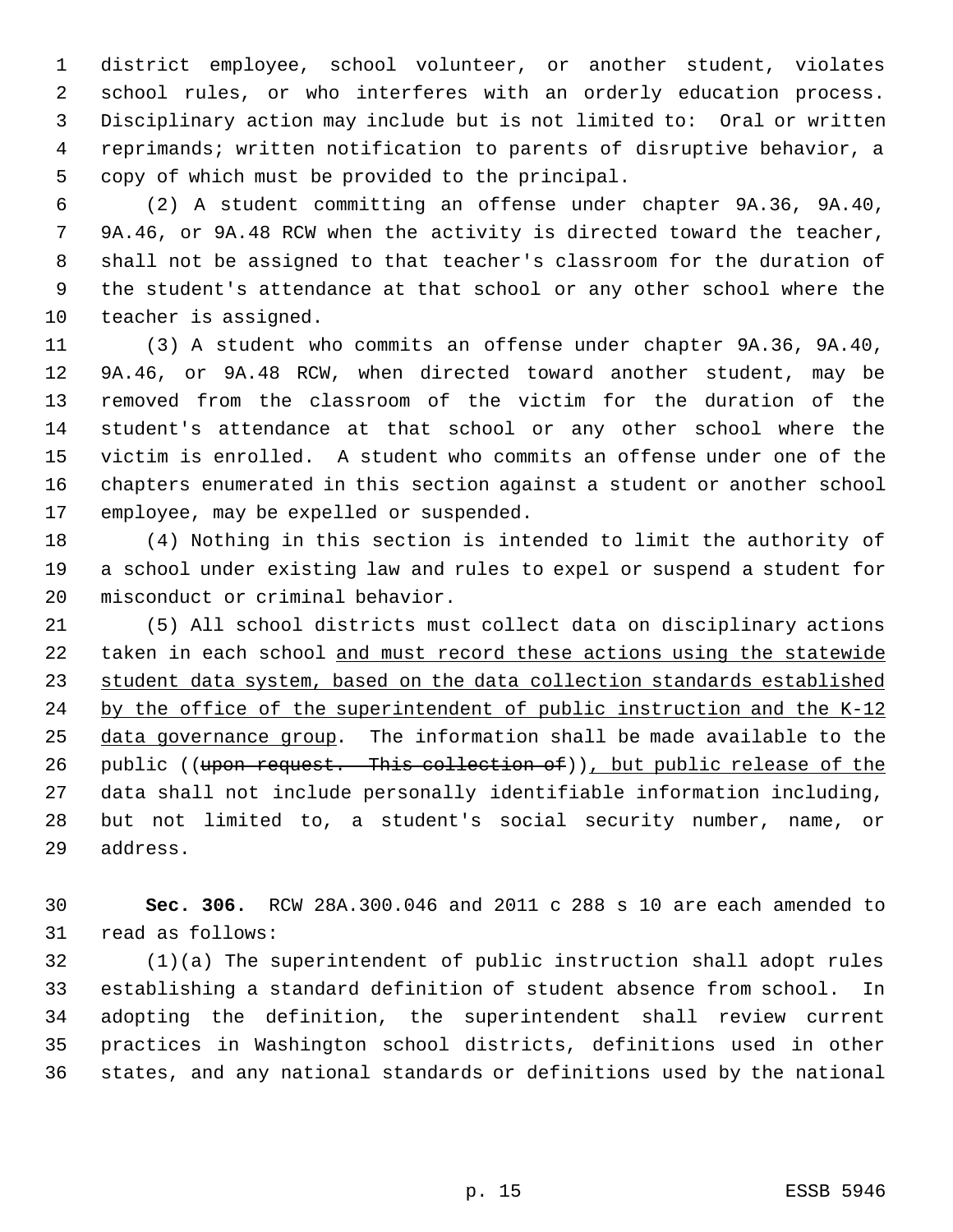district employee, school volunteer, or another student, violates school rules, or who interferes with an orderly education process. Disciplinary action may include but is not limited to: Oral or written reprimands; written notification to parents of disruptive behavior, a copy of which must be provided to the principal.

(2) A student committing an offense under chapter 9A.36, 9A.40, 9A.46, or 9A.48 RCW when the activity is directed toward the teacher, shall not be assigned to that teacher's classroom for the duration of the student's attendance at that school or any other school where the teacher is assigned.

(3) A student who commits an offense under chapter 9A.36, 9A.40, 9A.46, or 9A.48 RCW, when directed toward another student, may be removed from the classroom of the victim for the duration of the student's attendance at that school or any other school where the victim is enrolled. A student who commits an offense under one of the chapters enumerated in this section against a student or another school employee, may be expelled or suspended.

(4) Nothing in this section is intended to limit the authority of a school under existing law and rules to expel or suspend a student for misconduct or criminal behavior.

(5) All school districts must collect data on disciplinary actions taken in each school <u>and must record these actions using the statewide student data system, based on the data collection standards established by the office of the superintendent of public instruction and the K-12 data governance group</u>. The information shall be made available to the public ((~~upon request. This collection of~~))<u>, but public release of the</u> data shall not include personally identifiable information including, but not limited to, a student's social security number, name, or address.

**Sec. 306.** RCW 28A.300.046 and 2011 c 288 s 10 are each amended to read as follows:

(1)(a) The superintendent of public instruction shall adopt rules establishing a standard definition of student absence from school. In adopting the definition, the superintendent shall review current practices in Washington school districts, definitions used in other states, and any national standards or definitions used by the national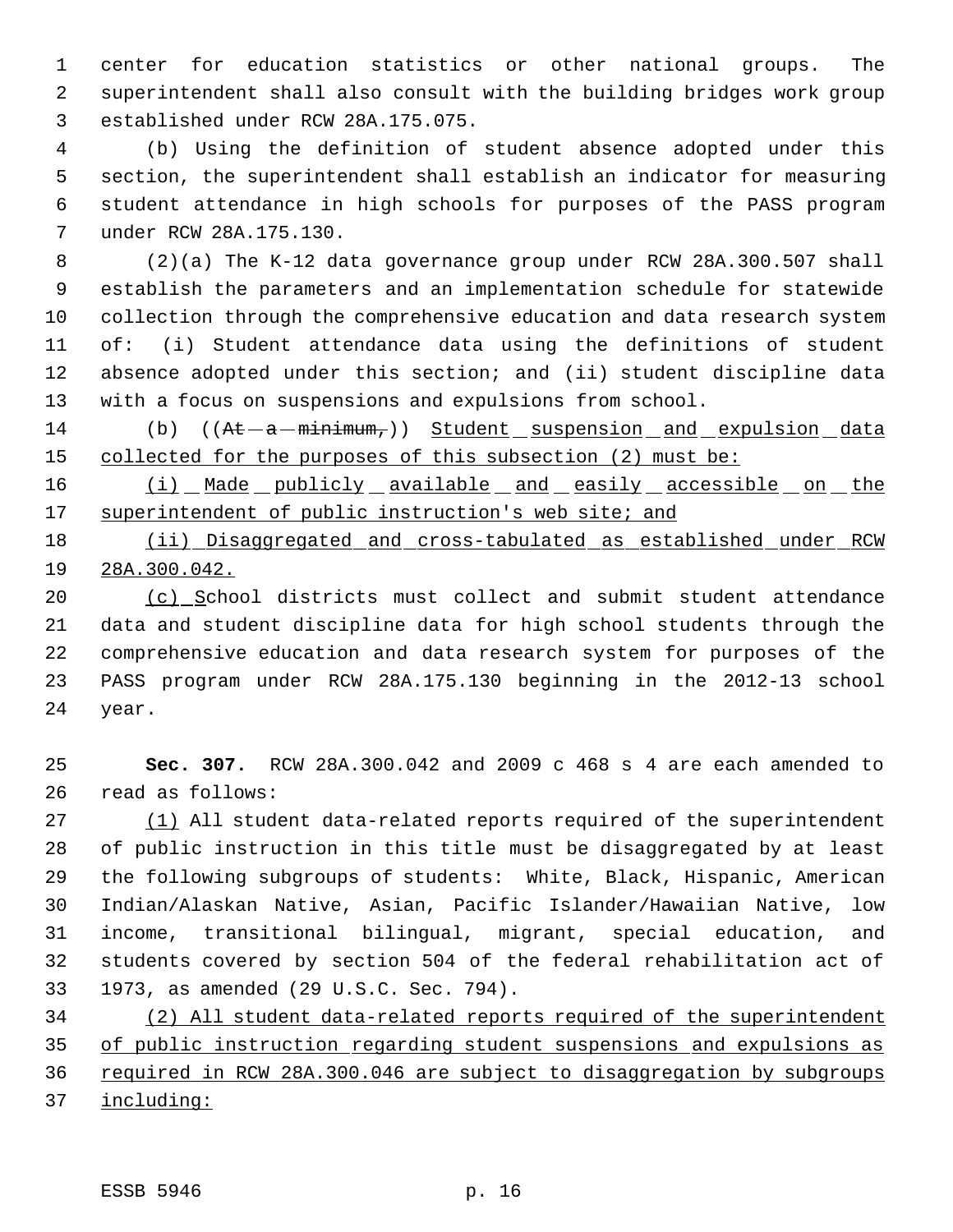center for education statistics or other national groups. The superintendent shall also consult with the building bridges work group established under RCW 28A.175.075.

(b) Using the definition of student absence adopted under this section, the superintendent shall establish an indicator for measuring student attendance in high schools for purposes of the PASS program under RCW 28A.175.130.

(2)(a) The K-12 data governance group under RCW 28A.300.507 shall establish the parameters and an implementation schedule for statewide collection through the comprehensive education and data research system of: (i) Student attendance data using the definitions of student absence adopted under this section; and (ii) student discipline data with a focus on suspensions and expulsions from school.

(b) ((~~At a minimum,~~)) Student suspension and expulsion data collected for the purposes of this subsection (2) must be:

(i) Made publicly available and easily accessible on the superintendent of public instruction's web site; and

(ii) Disaggregated and cross-tabulated as established under RCW 28A.300.042.

(c) School districts must collect and submit student attendance data and student discipline data for high school students through the comprehensive education and data research system for purposes of the PASS program under RCW 28A.175.130 beginning in the 2012-13 school year.

**Sec. 307.** RCW 28A.300.042 and 2009 c 468 s 4 are each amended to read as follows:

(1) All student data-related reports required of the superintendent of public instruction in this title must be disaggregated by at least the following subgroups of students: White, Black, Hispanic, American Indian/Alaskan Native, Asian, Pacific Islander/Hawaiian Native, low income, transitional bilingual, migrant, special education, and students covered by section 504 of the federal rehabilitation act of 1973, as amended (29 U.S.C. Sec. 794).

(2) All student data-related reports required of the superintendent of public instruction regarding student suspensions and expulsions as required in RCW 28A.300.046 are subject to disaggregation by subgroups including: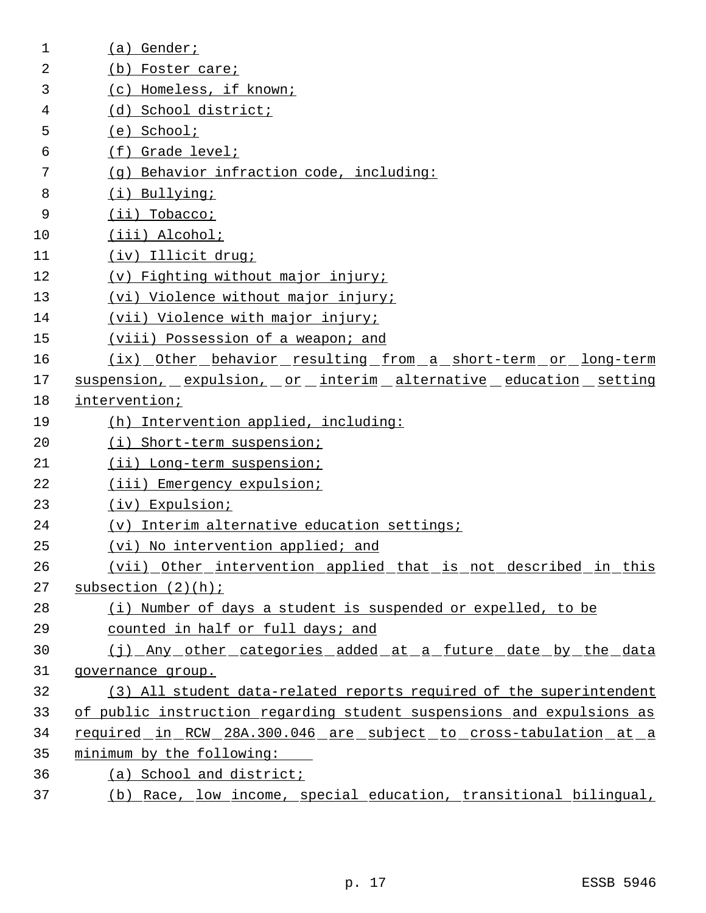(a) Gender;

(b) Foster care;

(c) Homeless, if known;

(d) School district;

(e) School;

(f) Grade level;

(g) Behavior infraction code, including:

(i) Bullying;

(ii) Tobacco;

(iii) Alcohol;

(iv) Illicit drug;

(v) Fighting without major injury;

(vi) Violence without major injury;

(vii) Violence with major injury;

(viii) Possession of a weapon; and

(ix) Other behavior resulting from a short-term or long-term suspension, expulsion, or interim alternative education setting intervention;

(h) Intervention applied, including:

(i) Short-term suspension;

(ii) Long-term suspension;

(iii) Emergency expulsion;

(iv) Expulsion;

(v) Interim alternative education settings;

(vi) No intervention applied; and

(vii) Other intervention applied that is not described in this subsection (2)(h);

(i) Number of days a student is suspended or expelled, to be counted in half or full days; and

(j) Any other categories added at a future date by the data governance group.

(3) All student data-related reports required of the superintendent of public instruction regarding student suspensions and expulsions as required in RCW 28A.300.046 are subject to cross-tabulation at a minimum by the following:

(a) School and district;

(b) Race, low income, special education, transitional bilingual,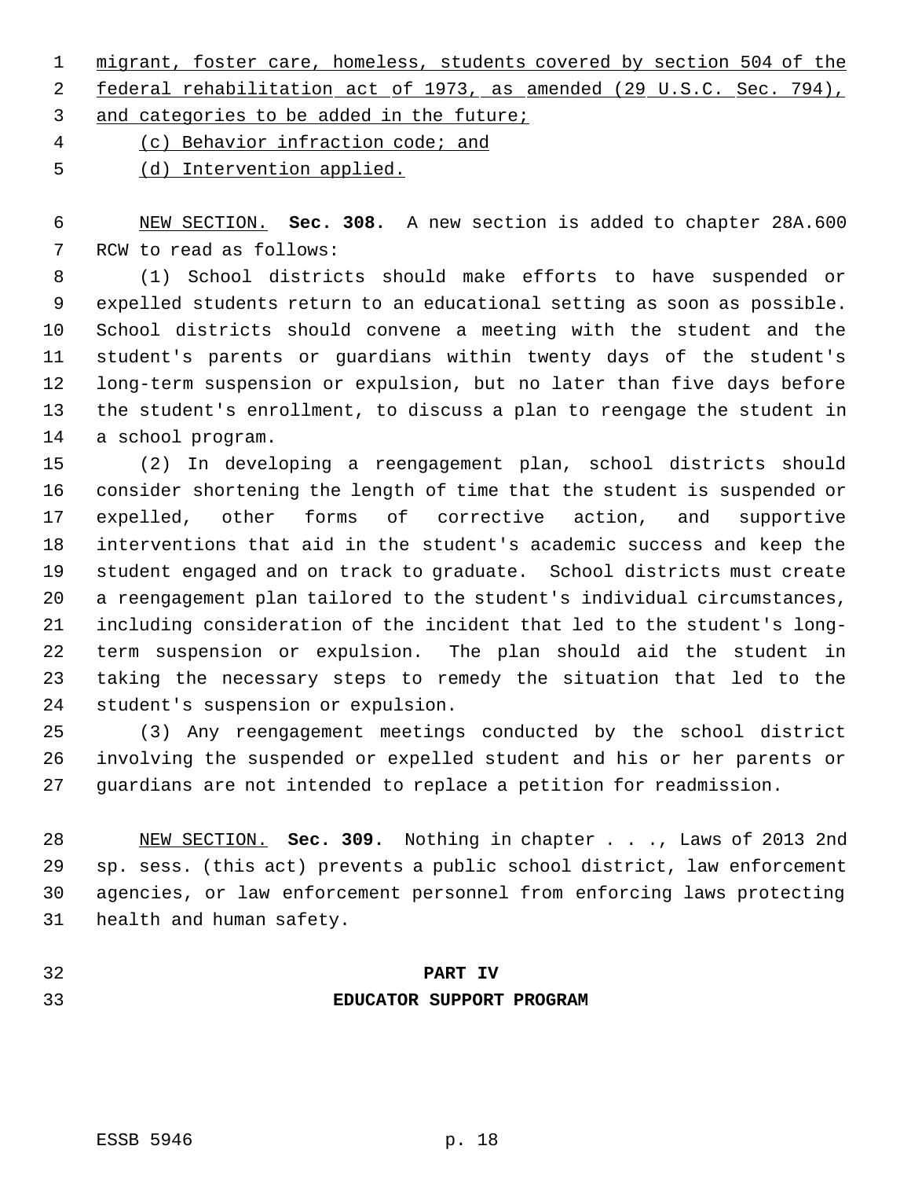migrant, foster care, homeless, students covered by section 504 of the federal rehabilitation act of 1973, as amended (29 U.S.C. Sec. 794), and categories to be added in the future;

(c) Behavior infraction code; and

(d) Intervention applied.

NEW SECTION. **Sec. 308.** A new section is added to chapter 28A.600 RCW to read as follows:

(1) School districts should make efforts to have suspended or expelled students return to an educational setting as soon as possible. School districts should convene a meeting with the student and the student's parents or guardians within twenty days of the student's long-term suspension or expulsion, but no later than five days before the student's enrollment, to discuss a plan to reengage the student in a school program.

(2) In developing a reengagement plan, school districts should consider shortening the length of time that the student is suspended or expelled, other forms of corrective action, and supportive interventions that aid in the student's academic success and keep the student engaged and on track to graduate. School districts must create a reengagement plan tailored to the student's individual circumstances, including consideration of the incident that led to the student's long-term suspension or expulsion. The plan should aid the student in taking the necessary steps to remedy the situation that led to the student's suspension or expulsion.

(3) Any reengagement meetings conducted by the school district involving the suspended or expelled student and his or her parents or guardians are not intended to replace a petition for readmission.

NEW SECTION. **Sec. 309.** Nothing in chapter . . ., Laws of 2013 2nd sp. sess. (this act) prevents a public school district, law enforcement agencies, or law enforcement personnel from enforcing laws protecting health and human safety.

## PART IV
## EDUCATOR SUPPORT PROGRAM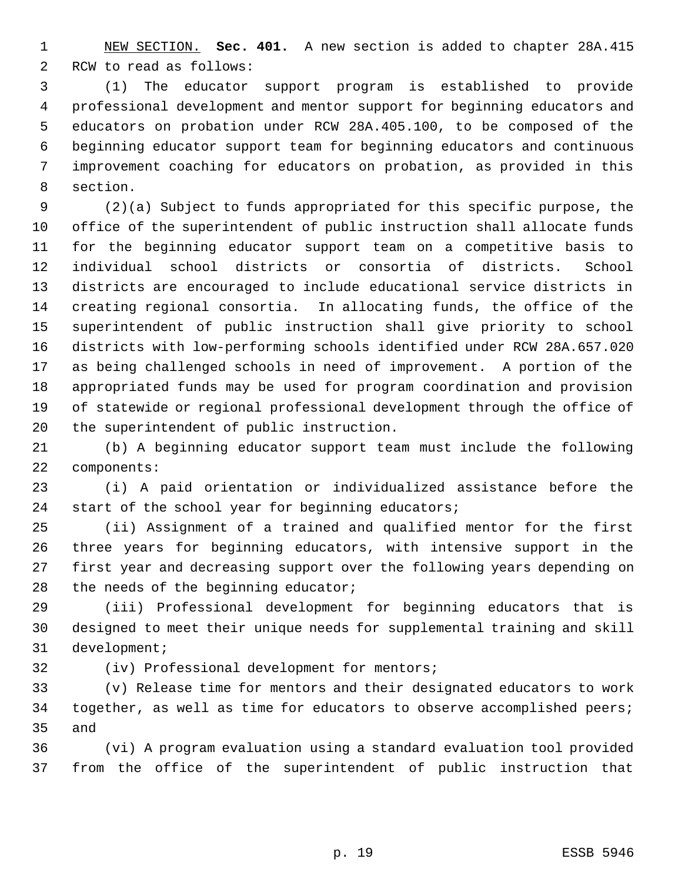NEW SECTION. **Sec. 401.** A new section is added to chapter 28A.415 RCW to read as follows:

(1) The educator support program is established to provide professional development and mentor support for beginning educators and educators on probation under RCW 28A.405.100, to be composed of the beginning educator support team for beginning educators and continuous improvement coaching for educators on probation, as provided in this section.

(2)(a) Subject to funds appropriated for this specific purpose, the office of the superintendent of public instruction shall allocate funds for the beginning educator support team on a competitive basis to individual school districts or consortia of districts. School districts are encouraged to include educational service districts in creating regional consortia. In allocating funds, the office of the superintendent of public instruction shall give priority to school districts with low-performing schools identified under RCW 28A.657.020 as being challenged schools in need of improvement. A portion of the appropriated funds may be used for program coordination and provision of statewide or regional professional development through the office of the superintendent of public instruction.

(b) A beginning educator support team must include the following components:

(i) A paid orientation or individualized assistance before the start of the school year for beginning educators;

(ii) Assignment of a trained and qualified mentor for the first three years for beginning educators, with intensive support in the first year and decreasing support over the following years depending on the needs of the beginning educator;

(iii) Professional development for beginning educators that is designed to meet their unique needs for supplemental training and skill development;

(iv) Professional development for mentors;

(v) Release time for mentors and their designated educators to work together, as well as time for educators to observe accomplished peers; and

(vi) A program evaluation using a standard evaluation tool provided from the office of the superintendent of public instruction that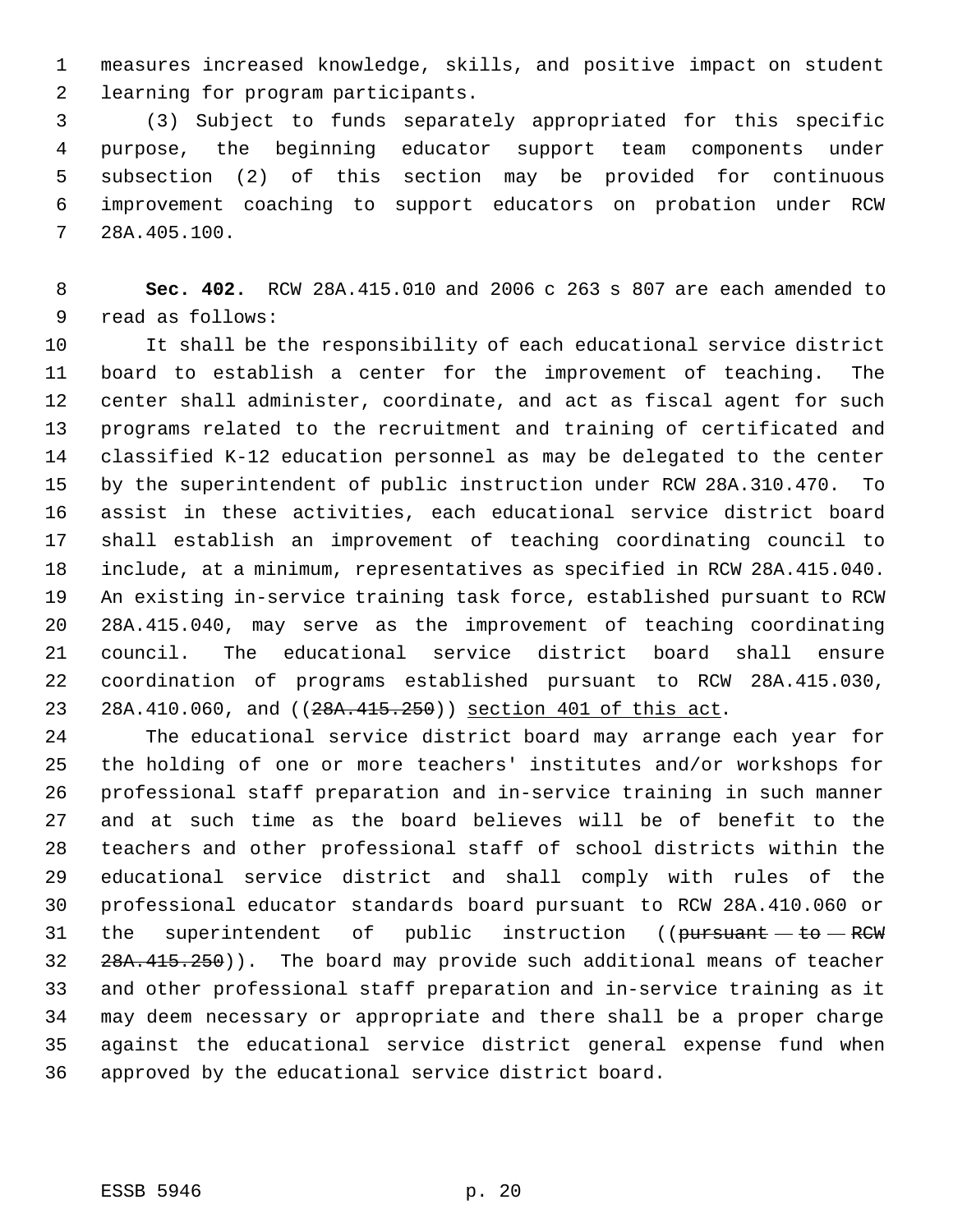measures increased knowledge, skills, and positive impact on student learning for program participants.

(3) Subject to funds separately appropriated for this specific purpose, the beginning educator support team components under subsection (2) of this section may be provided for continuous improvement coaching to support educators on probation under RCW 28A.405.100.

**Sec. 402.** RCW 28A.415.010 and 2006 c 263 s 807 are each amended to read as follows:

It shall be the responsibility of each educational service district board to establish a center for the improvement of teaching. The center shall administer, coordinate, and act as fiscal agent for such programs related to the recruitment and training of certificated and classified K-12 education personnel as may be delegated to the center by the superintendent of public instruction under RCW 28A.310.470. To assist in these activities, each educational service district board shall establish an improvement of teaching coordinating council to include, at a minimum, representatives as specified in RCW 28A.415.040. An existing in-service training task force, established pursuant to RCW 28A.415.040, may serve as the improvement of teaching coordinating council. The educational service district board shall ensure coordination of programs established pursuant to RCW 28A.415.030, 28A.410.060, and ((~~28A.415.250~~)) <u>section 401 of this act</u>.

The educational service district board may arrange each year for the holding of one or more teachers' institutes and/or workshops for professional staff preparation and in-service training in such manner and at such time as the board believes will be of benefit to the teachers and other professional staff of school districts within the educational service district and shall comply with rules of the professional educator standards board pursuant to RCW 28A.410.060 or the superintendent of public instruction ((~~pursuant to RCW 28A.415.250~~)). The board may provide such additional means of teacher and other professional staff preparation and in-service training as it may deem necessary or appropriate and there shall be a proper charge against the educational service district general expense fund when approved by the educational service district board.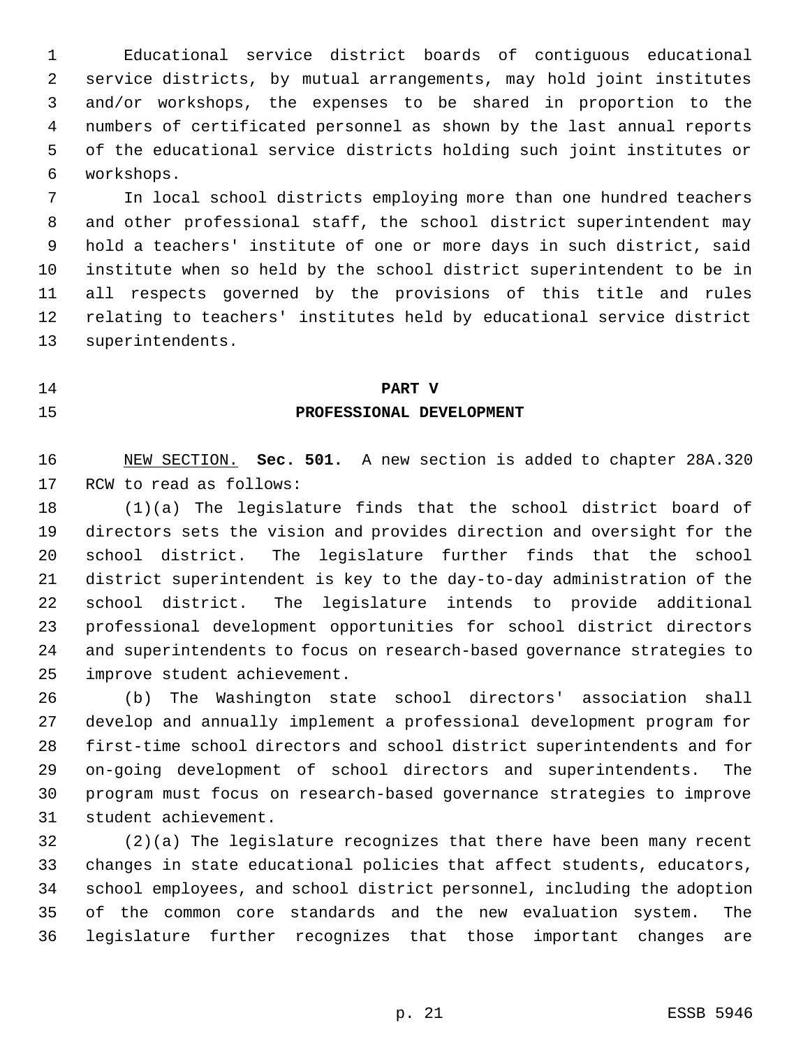Educational service district boards of contiguous educational service districts, by mutual arrangements, may hold joint institutes and/or workshops, the expenses to be shared in proportion to the numbers of certificated personnel as shown by the last annual reports of the educational service districts holding such joint institutes or workshops.

In local school districts employing more than one hundred teachers and other professional staff, the school district superintendent may hold a teachers' institute of one or more days in such district, said institute when so held by the school district superintendent to be in all respects governed by the provisions of this title and rules relating to teachers' institutes held by educational service district superintendents.

## PART V
## PROFESSIONAL DEVELOPMENT

NEW SECTION. **Sec. 501.** A new section is added to chapter 28A.320 RCW to read as follows:

(1)(a) The legislature finds that the school district board of directors sets the vision and provides direction and oversight for the school district. The legislature further finds that the school district superintendent is key to the day-to-day administration of the school district. The legislature intends to provide additional professional development opportunities for school district directors and superintendents to focus on research-based governance strategies to improve student achievement.

(b) The Washington state school directors' association shall develop and annually implement a professional development program for first-time school directors and school district superintendents and for on-going development of school directors and superintendents. The program must focus on research-based governance strategies to improve student achievement.

(2)(a) The legislature recognizes that there have been many recent changes in state educational policies that affect students, educators, school employees, and school district personnel, including the adoption of the common core standards and the new evaluation system. The legislature further recognizes that those important changes are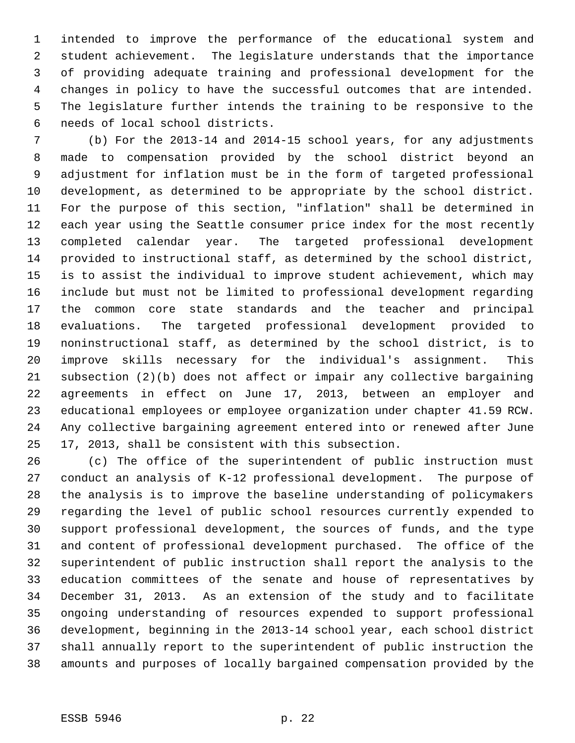intended to improve the performance of the educational system and student achievement. The legislature understands that the importance of providing adequate training and professional development for the changes in policy to have the successful outcomes that are intended. The legislature further intends the training to be responsive to the needs of local school districts.

(b) For the 2013-14 and 2014-15 school years, for any adjustments made to compensation provided by the school district beyond an adjustment for inflation must be in the form of targeted professional development, as determined to be appropriate by the school district. For the purpose of this section, "inflation" shall be determined in each year using the Seattle consumer price index for the most recently completed calendar year. The targeted professional development provided to instructional staff, as determined by the school district, is to assist the individual to improve student achievement, which may include but must not be limited to professional development regarding the common core state standards and the teacher and principal evaluations. The targeted professional development provided to noninstructional staff, as determined by the school district, is to improve skills necessary for the individual's assignment. This subsection (2)(b) does not affect or impair any collective bargaining agreements in effect on June 17, 2013, between an employer and educational employees or employee organization under chapter 41.59 RCW. Any collective bargaining agreement entered into or renewed after June 17, 2013, shall be consistent with this subsection.

(c) The office of the superintendent of public instruction must conduct an analysis of K-12 professional development. The purpose of the analysis is to improve the baseline understanding of policymakers regarding the level of public school resources currently expended to support professional development, the sources of funds, and the type and content of professional development purchased. The office of the superintendent of public instruction shall report the analysis to the education committees of the senate and house of representatives by December 31, 2013. As an extension of the study and to facilitate ongoing understanding of resources expended to support professional development, beginning in the 2013-14 school year, each school district shall annually report to the superintendent of public instruction the amounts and purposes of locally bargained compensation provided by the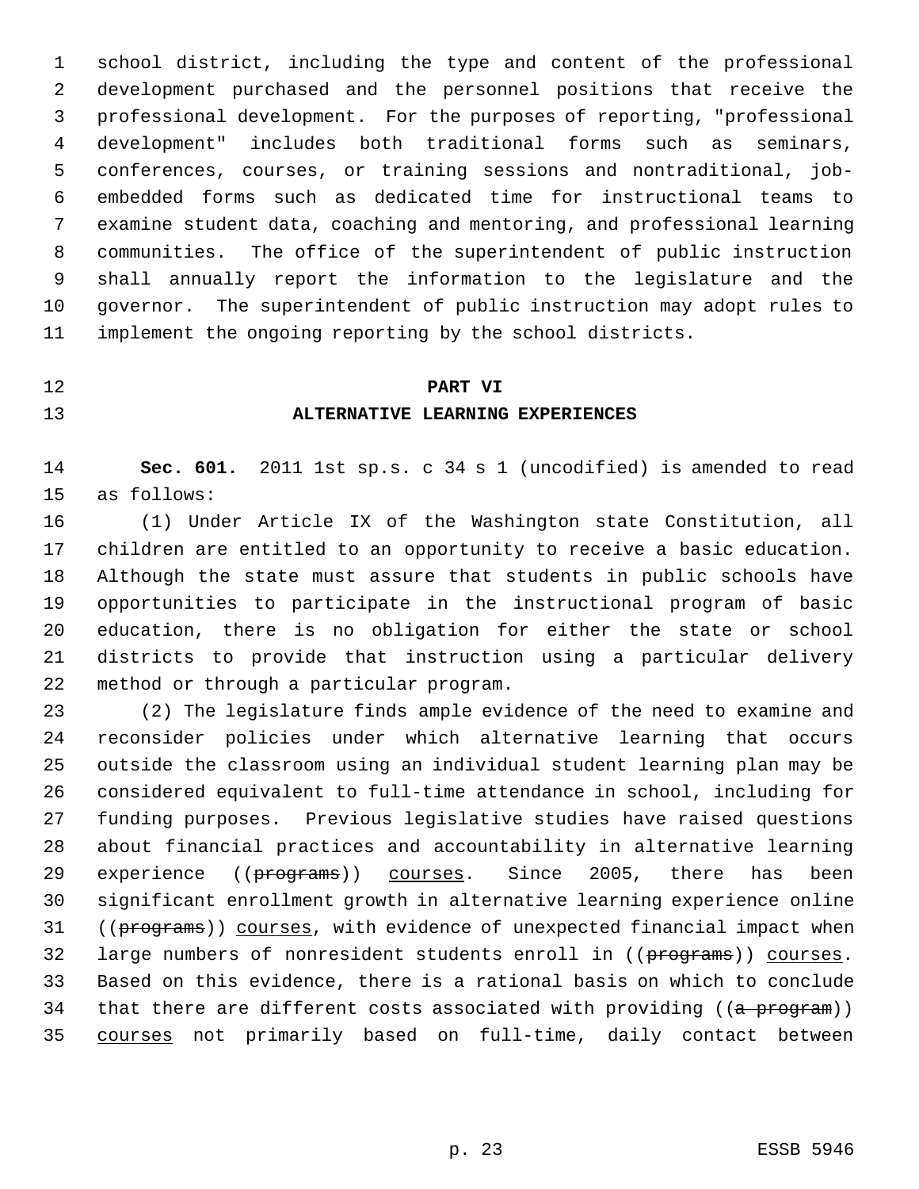school district, including the type and content of the professional development purchased and the personnel positions that receive the professional development. For the purposes of reporting, "professional development" includes both traditional forms such as seminars, conferences, courses, or training sessions and nontraditional, job-embedded forms such as dedicated time for instructional teams to examine student data, coaching and mentoring, and professional learning communities. The office of the superintendent of public instruction shall annually report the information to the legislature and the governor. The superintendent of public instruction may adopt rules to implement the ongoing reporting by the school districts.

## PART VI
## ALTERNATIVE LEARNING EXPERIENCES

**Sec. 601.** 2011 1st sp.s. c 34 s 1 (uncodified) is amended to read as follows:

(1) Under Article IX of the Washington state Constitution, all children are entitled to an opportunity to receive a basic education. Although the state must assure that students in public schools have opportunities to participate in the instructional program of basic education, there is no obligation for either the state or school districts to provide that instruction using a particular delivery method or through a particular program.

(2) The legislature finds ample evidence of the need to examine and reconsider policies under which alternative learning that occurs outside the classroom using an individual student learning plan may be considered equivalent to full-time attendance in school, including for funding purposes. Previous legislative studies have raised questions about financial practices and accountability in alternative learning experience ((~~programs~~)) <u>courses</u>. Since 2005, there has been significant enrollment growth in alternative learning experience online ((~~programs~~)) <u>courses</u>, with evidence of unexpected financial impact when large numbers of nonresident students enroll in ((~~programs~~)) <u>courses</u>. Based on this evidence, there is a rational basis on which to conclude that there are different costs associated with providing ((~~a program~~)) <u>courses</u> not primarily based on full-time, daily contact between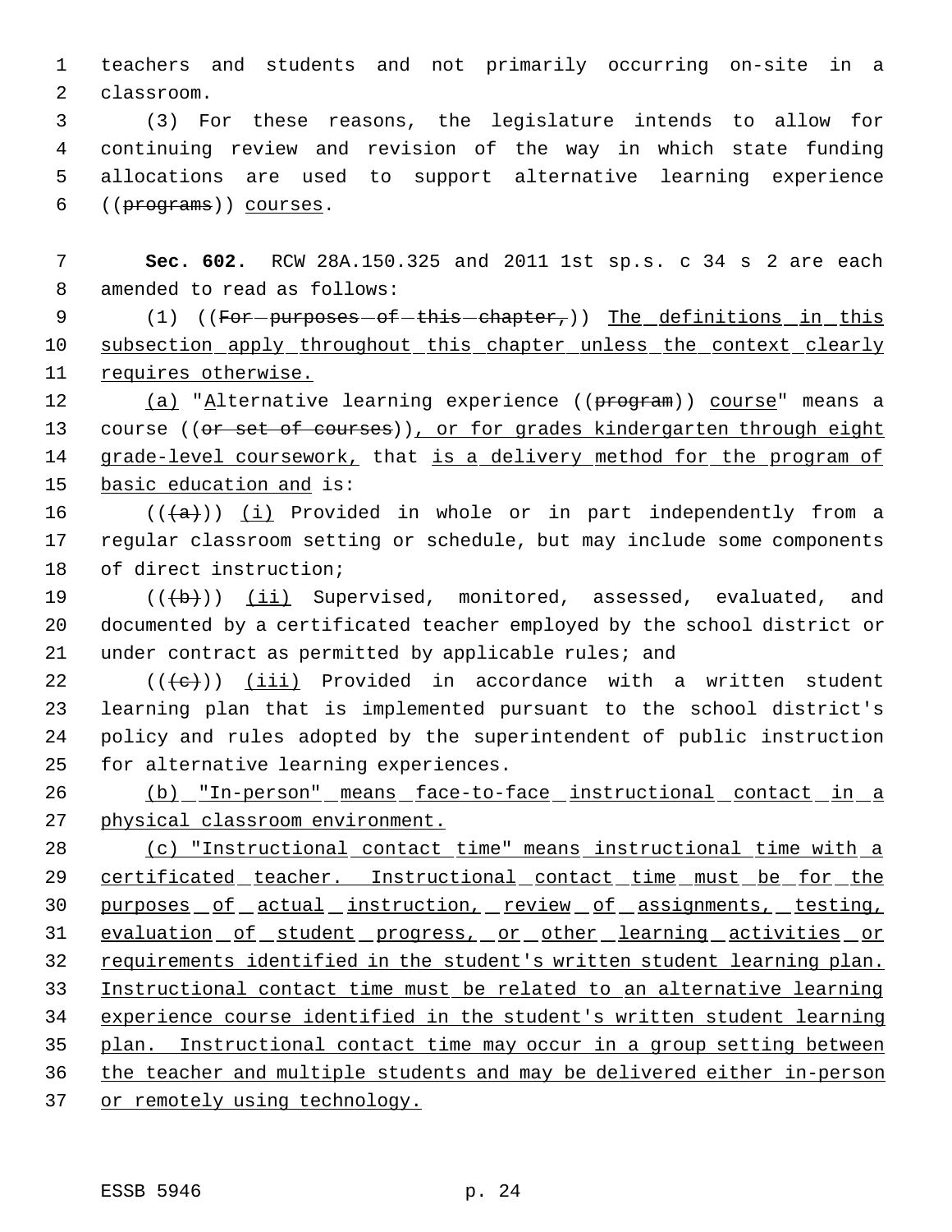teachers and students and not primarily occurring on-site in a classroom.

(3) For these reasons, the legislature intends to allow for continuing review and revision of the way in which state funding allocations are used to support alternative learning experience ((~~programs~~)) courses.

**Sec. 602.** RCW 28A.150.325 and 2011 1st sp.s. c 34 s 2 are each amended to read as follows:

(1) ((~~For purposes of this chapter,~~)) The definitions in this subsection apply throughout this chapter unless the context clearly requires otherwise.

(a) "Alternative learning experience ((~~program~~)) course" means a course ((~~or set of courses~~)), or for grades kindergarten through eight grade-level coursework, that is a delivery method for the program of basic education and is:

((~~(a)~~)) (i) Provided in whole or in part independently from a regular classroom setting or schedule, but may include some components of direct instruction;

((~~(b)~~)) (ii) Supervised, monitored, assessed, evaluated, and documented by a certificated teacher employed by the school district or under contract as permitted by applicable rules; and

((~~(c)~~)) (iii) Provided in accordance with a written student learning plan that is implemented pursuant to the school district's policy and rules adopted by the superintendent of public instruction for alternative learning experiences.

(b) "In-person" means face-to-face instructional contact in a physical classroom environment.

(c) "Instructional contact time" means instructional time with a certificated teacher. Instructional contact time must be for the purposes of actual instruction, review of assignments, testing, evaluation of student progress, or other learning activities or requirements identified in the student's written student learning plan. Instructional contact time must be related to an alternative learning experience course identified in the student's written student learning plan. Instructional contact time may occur in a group setting between the teacher and multiple students and may be delivered either in-person or remotely using technology.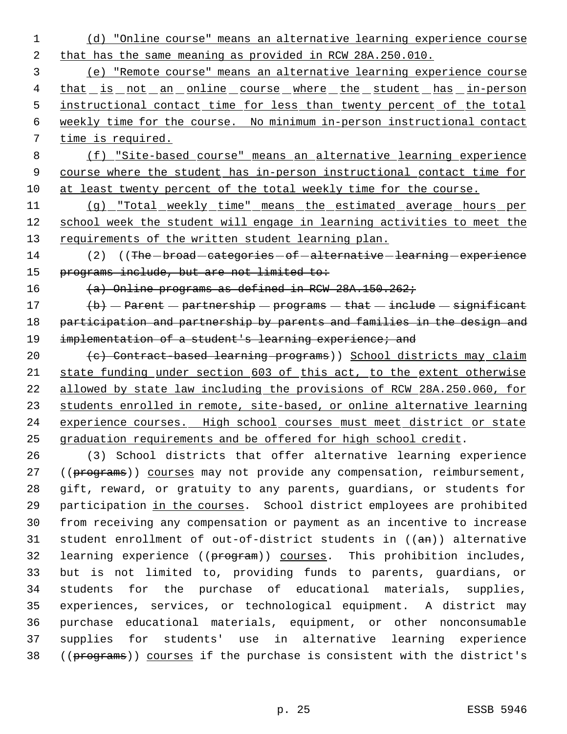(d) "Online course" means an alternative learning experience course that has the same meaning as provided in RCW 28A.250.010.

(e) "Remote course" means an alternative learning experience course that is not an online course where the student has in-person instructional contact time for less than twenty percent of the total weekly time for the course. No minimum in-person instructional contact time is required.

(f) "Site-based course" means an alternative learning experience course where the student has in-person instructional contact time for at least twenty percent of the total weekly time for the course.

(g) "Total weekly time" means the estimated average hours per school week the student will engage in learning activities to meet the requirements of the written student learning plan.

(2) ((~~The broad categories of alternative learning experience programs include, but are not limited to:~~

~~(a) Online programs as defined in RCW 28A.150.262;~~

~~(b) Parent partnership programs that include significant participation and partnership by parents and families in the design and implementation of a student's learning experience; and~~

~~(c) Contract-based learning programs~~)) School districts may claim state funding under section 603 of this act, to the extent otherwise allowed by state law including the provisions of RCW 28A.250.060, for students enrolled in remote, site-based, or online alternative learning experience courses. High school courses must meet district or state graduation requirements and be offered for high school credit.

(3) School districts that offer alternative learning experience ((~~programs~~)) courses may not provide any compensation, reimbursement, gift, reward, or gratuity to any parents, guardians, or students for participation in the courses. School district employees are prohibited from receiving any compensation or payment as an incentive to increase student enrollment of out-of-district students in ((~~an~~)) alternative learning experience ((~~program~~)) courses. This prohibition includes, but is not limited to, providing funds to parents, guardians, or students for the purchase of educational materials, supplies, experiences, services, or technological equipment. A district may purchase educational materials, equipment, or other nonconsumable supplies for students' use in alternative learning experience ((~~programs~~)) courses if the purchase is consistent with the district's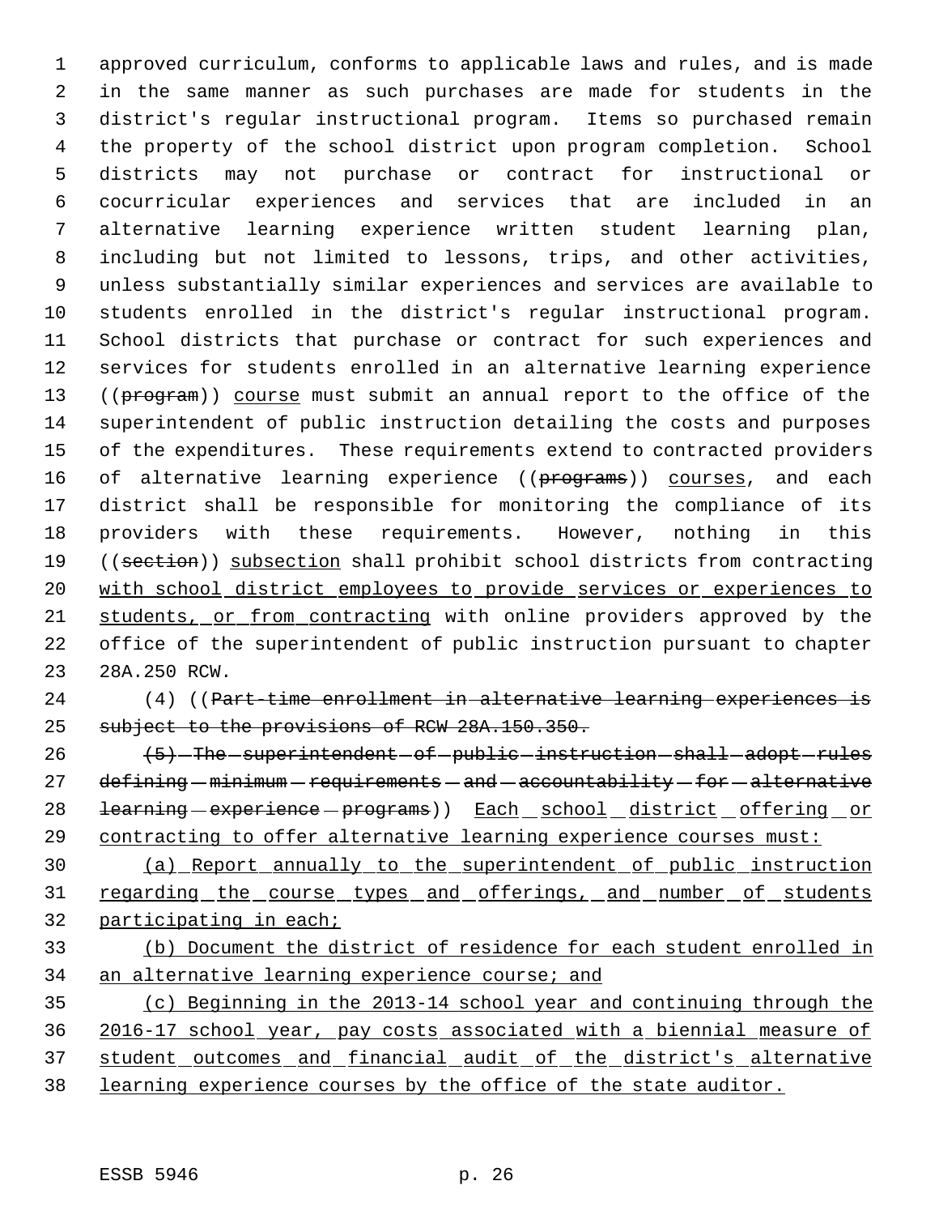approved curriculum, conforms to applicable laws and rules, and is made in the same manner as such purchases are made for students in the district's regular instructional program. Items so purchased remain the property of the school district upon program completion. School districts may not purchase or contract for instructional or cocurricular experiences and services that are included in an alternative learning experience written student learning plan, including but not limited to lessons, trips, and other activities, unless substantially similar experiences and services are available to students enrolled in the district's regular instructional program. School districts that purchase or contract for such experiences and services for students enrolled in an alternative learning experience ((~~program~~)) <u>course</u> must submit an annual report to the office of the superintendent of public instruction detailing the costs and purposes of the expenditures. These requirements extend to contracted providers of alternative learning experience ((~~programs~~)) <u>courses</u>, and each district shall be responsible for monitoring the compliance of its providers with these requirements. However, nothing in this ((~~section~~)) <u>subsection</u> shall prohibit school districts from contracting <u>with school district employees to provide services or experiences to students, or from contracting</u> with online providers approved by the office of the superintendent of public instruction pursuant to chapter 28A.250 RCW.

(4) ((~~Part-time enrollment in alternative learning experiences is subject to the provisions of RCW 28A.150.350.~~

~~(5) The superintendent of public instruction shall adopt rules defining minimum requirements and accountability for alternative learning experience programs~~)) <u>Each school district offering or contracting to offer alternative learning experience courses must:</u>

<u>(a) Report annually to the superintendent of public instruction regarding the course types and offerings, and number of students participating in each;</u>

<u>(b) Document the district of residence for each student enrolled in an alternative learning experience course; and</u>

<u>(c) Beginning in the 2013-14 school year and continuing through the 2016-17 school year, pay costs associated with a biennial measure of student outcomes and financial audit of the district's alternative learning experience courses by the office of the state auditor.</u>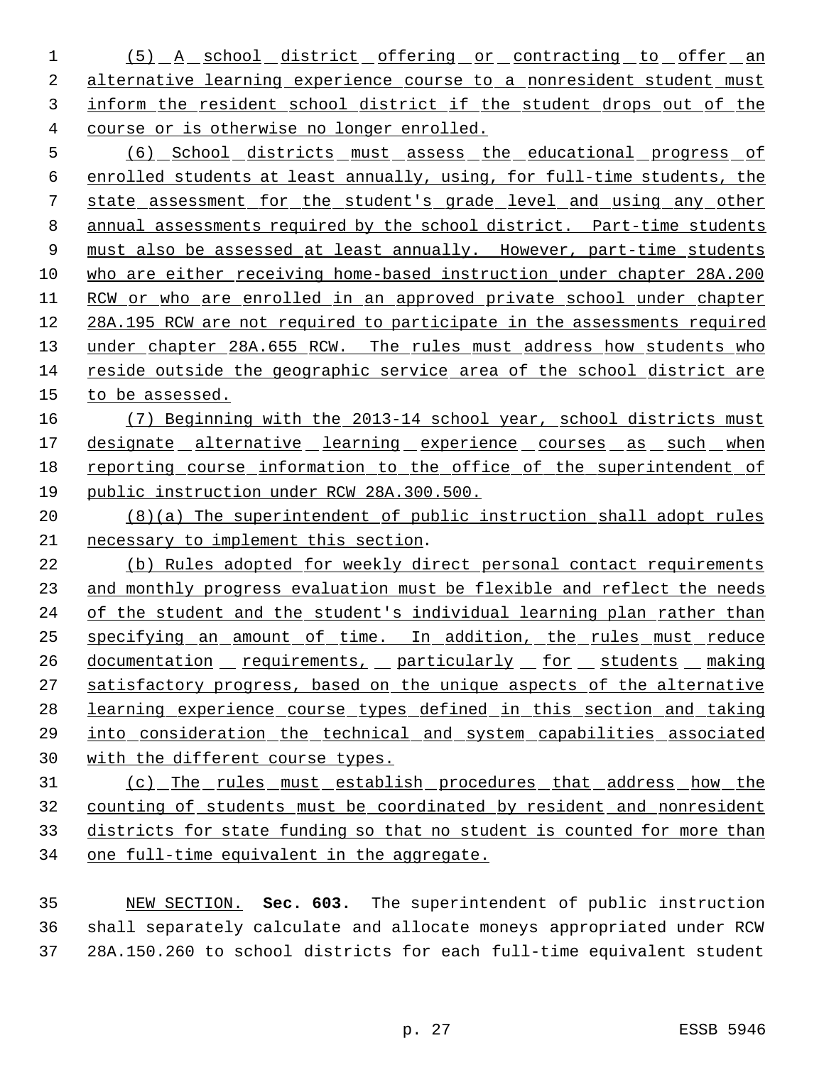(5) A school district offering or contracting to offer an alternative learning experience course to a nonresident student must inform the resident school district if the student drops out of the course or is otherwise no longer enrolled.

(6) School districts must assess the educational progress of enrolled students at least annually, using, for full-time students, the state assessment for the student's grade level and using any other annual assessments required by the school district. Part-time students must also be assessed at least annually. However, part-time students who are either receiving home-based instruction under chapter 28A.200 RCW or who are enrolled in an approved private school under chapter 28A.195 RCW are not required to participate in the assessments required under chapter 28A.655 RCW. The rules must address how students who reside outside the geographic service area of the school district are to be assessed.

(7) Beginning with the 2013-14 school year, school districts must designate alternative learning experience courses as such when reporting course information to the office of the superintendent of public instruction under RCW 28A.300.500.

(8)(a) The superintendent of public instruction shall adopt rules necessary to implement this section.

(b) Rules adopted for weekly direct personal contact requirements and monthly progress evaluation must be flexible and reflect the needs of the student and the student's individual learning plan rather than specifying an amount of time. In addition, the rules must reduce documentation requirements, particularly for students making satisfactory progress, based on the unique aspects of the alternative learning experience course types defined in this section and taking into consideration the technical and system capabilities associated with the different course types.

(c) The rules must establish procedures that address how the counting of students must be coordinated by resident and nonresident districts for state funding so that no student is counted for more than one full-time equivalent in the aggregate.

NEW SECTION. **Sec. 603.** The superintendent of public instruction shall separately calculate and allocate moneys appropriated under RCW 28A.150.260 to school districts for each full-time equivalent student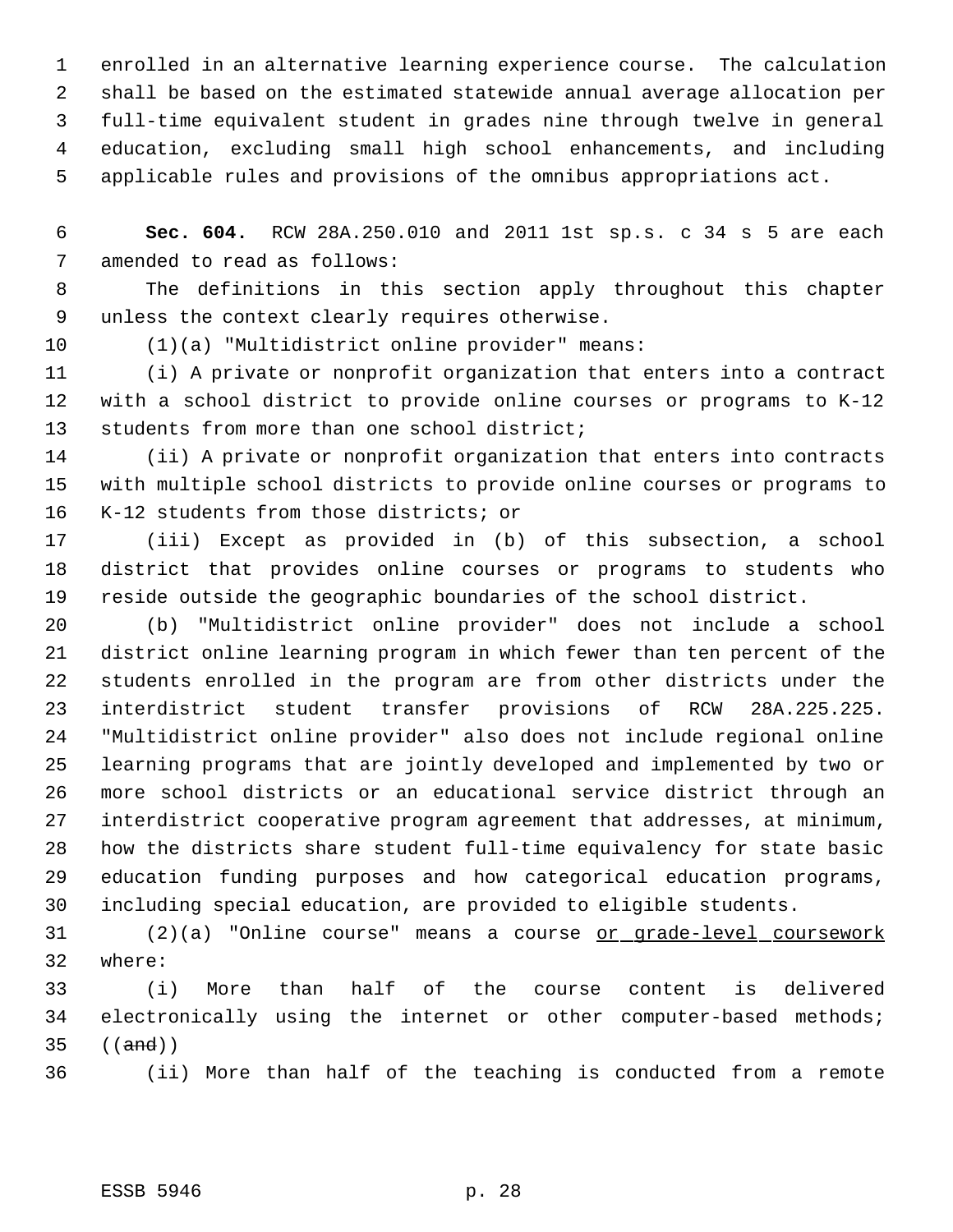enrolled in an alternative learning experience course. The calculation shall be based on the estimated statewide annual average allocation per full-time equivalent student in grades nine through twelve in general education, excluding small high school enhancements, and including applicable rules and provisions of the omnibus appropriations act.

**Sec. 604.** RCW 28A.250.010 and 2011 1st sp.s. c 34 s 5 are each amended to read as follows:

The definitions in this section apply throughout this chapter unless the context clearly requires otherwise.

(1)(a) "Multidistrict online provider" means:

(i) A private or nonprofit organization that enters into a contract with a school district to provide online courses or programs to K-12 students from more than one school district;

(ii) A private or nonprofit organization that enters into contracts with multiple school districts to provide online courses or programs to K-12 students from those districts; or

(iii) Except as provided in (b) of this subsection, a school district that provides online courses or programs to students who reside outside the geographic boundaries of the school district.

(b) "Multidistrict online provider" does not include a school district online learning program in which fewer than ten percent of the students enrolled in the program are from other districts under the interdistrict student transfer provisions of RCW 28A.225.225. "Multidistrict online provider" also does not include regional online learning programs that are jointly developed and implemented by two or more school districts or an educational service district through an interdistrict cooperative program agreement that addresses, at minimum, how the districts share student full-time equivalency for state basic education funding purposes and how categorical education programs, including special education, are provided to eligible students.

(2)(a) "Online course" means a course <u>or grade-level coursework</u> where:

(i) More than half of the course content is delivered electronically using the internet or other computer-based methods; ((~~and~~))

(ii) More than half of the teaching is conducted from a remote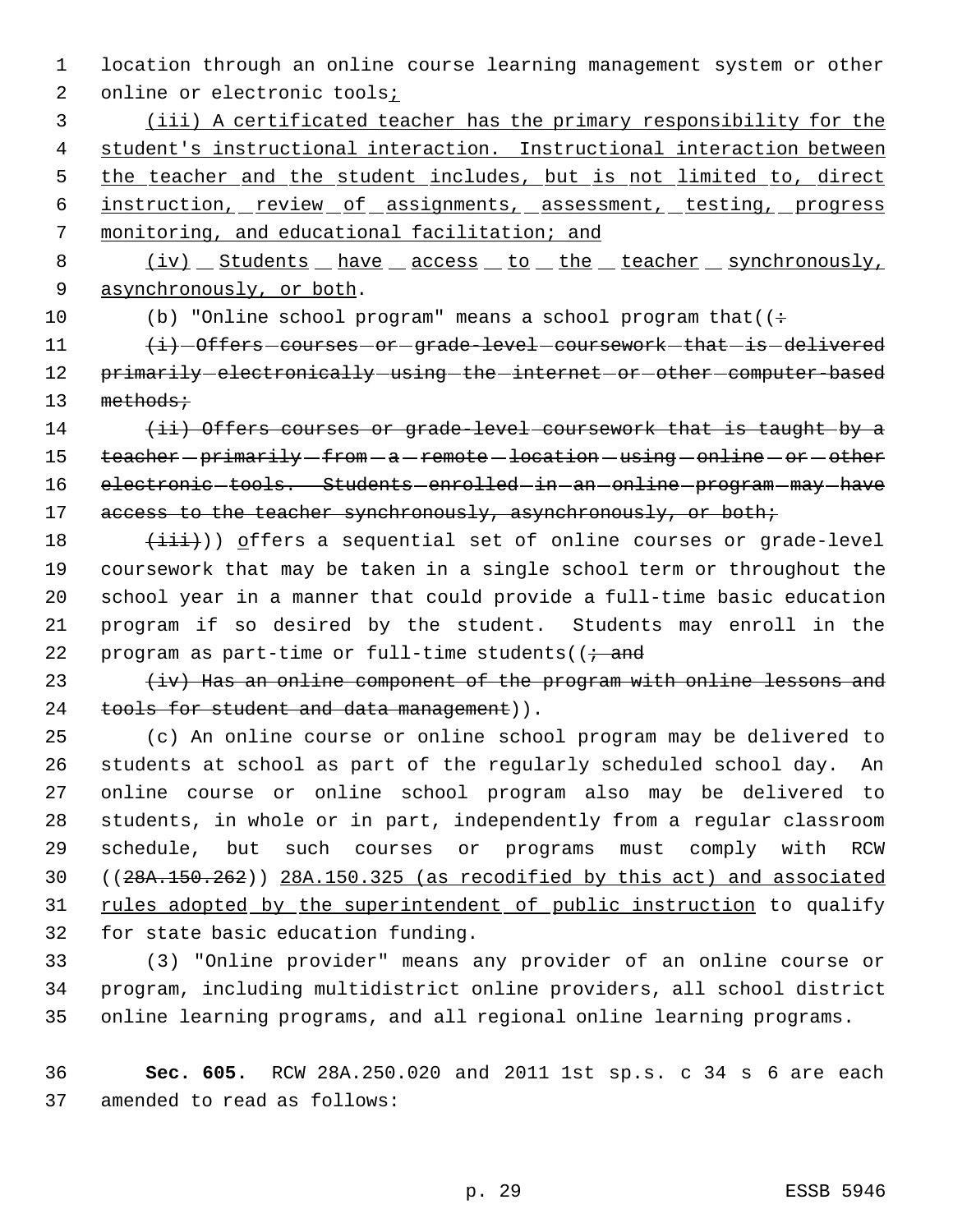location through an online course learning management system or other online or electronic tools;

(iii) A certificated teacher has the primary responsibility for the student's instructional interaction. Instructional interaction between the teacher and the student includes, but is not limited to, direct instruction, review of assignments, assessment, testing, progress monitoring, and educational facilitation; and

(iv) Students have access to the teacher synchronously, asynchronously, or both.

(b) "Online school program" means a school program that((:

(i) Offers courses or grade-level coursework that is delivered primarily electronically using the internet or other computer-based methods;

(ii) Offers courses or grade-level coursework that is taught by a teacher primarily from a remote location using online or other electronic tools. Students enrolled in an online program may have access to the teacher synchronously, asynchronously, or both;

(iii))) offers a sequential set of online courses or grade-level coursework that may be taken in a single school term or throughout the school year in a manner that could provide a full-time basic education program if so desired by the student. Students may enroll in the program as part-time or full-time students((; and

(iv) Has an online component of the program with online lessons and tools for student and data management)).

(c) An online course or online school program may be delivered to students at school as part of the regularly scheduled school day. An online course or online school program also may be delivered to students, in whole or in part, independently from a regular classroom schedule, but such courses or programs must comply with RCW ((28A.150.262)) 28A.150.325 (as recodified by this act) and associated rules adopted by the superintendent of public instruction to qualify for state basic education funding.

(3) "Online provider" means any provider of an online course or program, including multidistrict online providers, all school district online learning programs, and all regional online learning programs.

**Sec. 605.** RCW 28A.250.020 and 2011 1st sp.s. c 34 s 6 are each amended to read as follows: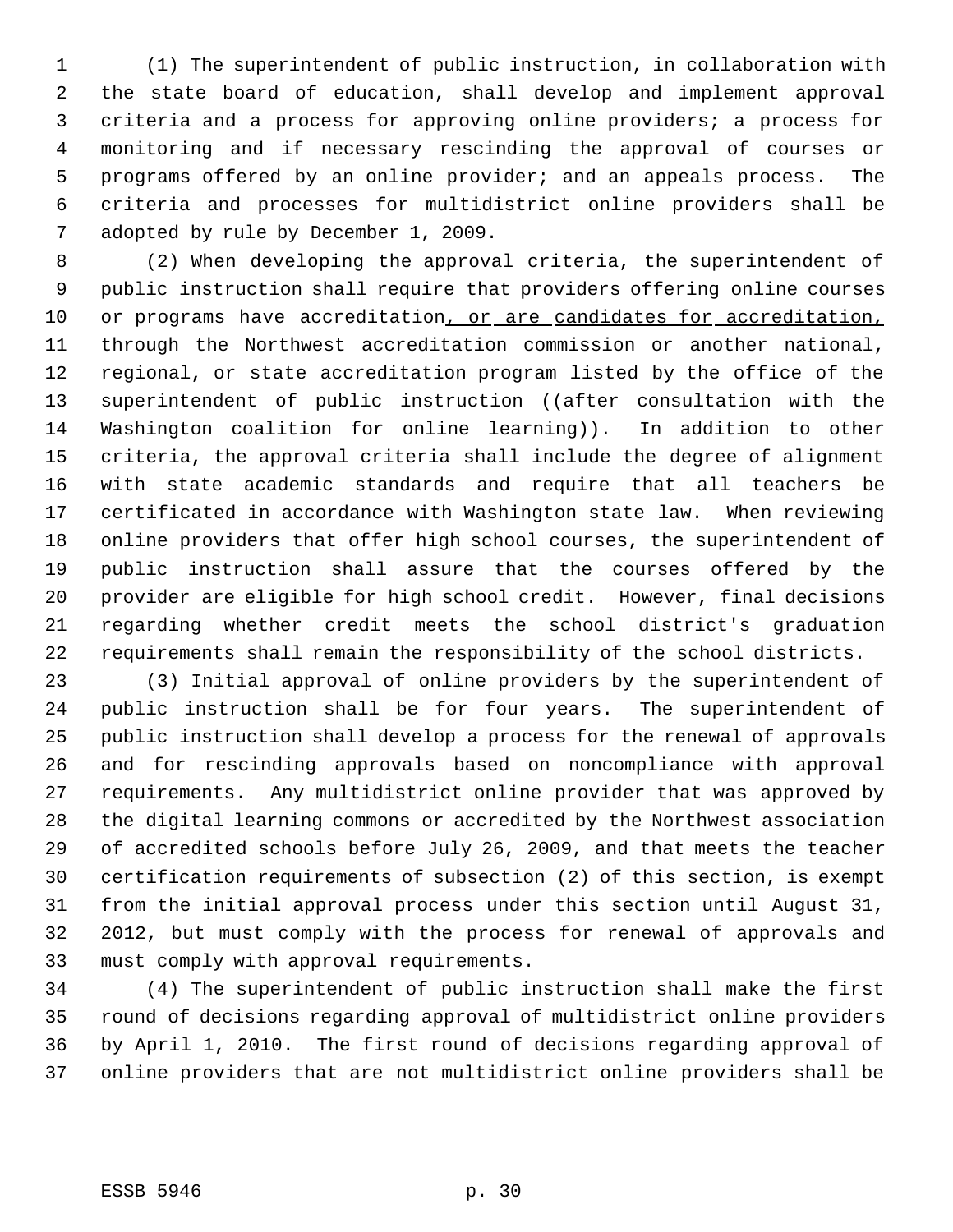(1) The superintendent of public instruction, in collaboration with the state board of education, shall develop and implement approval criteria and a process for approving online providers; a process for monitoring and if necessary rescinding the approval of courses or programs offered by an online provider; and an appeals process. The criteria and processes for multidistrict online providers shall be adopted by rule by December 1, 2009.

(2) When developing the approval criteria, the superintendent of public instruction shall require that providers offering online courses or programs have accreditation<u>, or are candidates for accreditation,</u> through the Northwest accreditation commission or another national, regional, or state accreditation program listed by the office of the superintendent of public instruction ((~~after consultation with the Washington coalition for online learning~~)). In addition to other criteria, the approval criteria shall include the degree of alignment with state academic standards and require that all teachers be certificated in accordance with Washington state law. When reviewing online providers that offer high school courses, the superintendent of public instruction shall assure that the courses offered by the provider are eligible for high school credit. However, final decisions regarding whether credit meets the school district's graduation requirements shall remain the responsibility of the school districts.

(3) Initial approval of online providers by the superintendent of public instruction shall be for four years. The superintendent of public instruction shall develop a process for the renewal of approvals and for rescinding approvals based on noncompliance with approval requirements. Any multidistrict online provider that was approved by the digital learning commons or accredited by the Northwest association of accredited schools before July 26, 2009, and that meets the teacher certification requirements of subsection (2) of this section, is exempt from the initial approval process under this section until August 31, 2012, but must comply with the process for renewal of approvals and must comply with approval requirements.

(4) The superintendent of public instruction shall make the first round of decisions regarding approval of multidistrict online providers by April 1, 2010. The first round of decisions regarding approval of online providers that are not multidistrict online providers shall be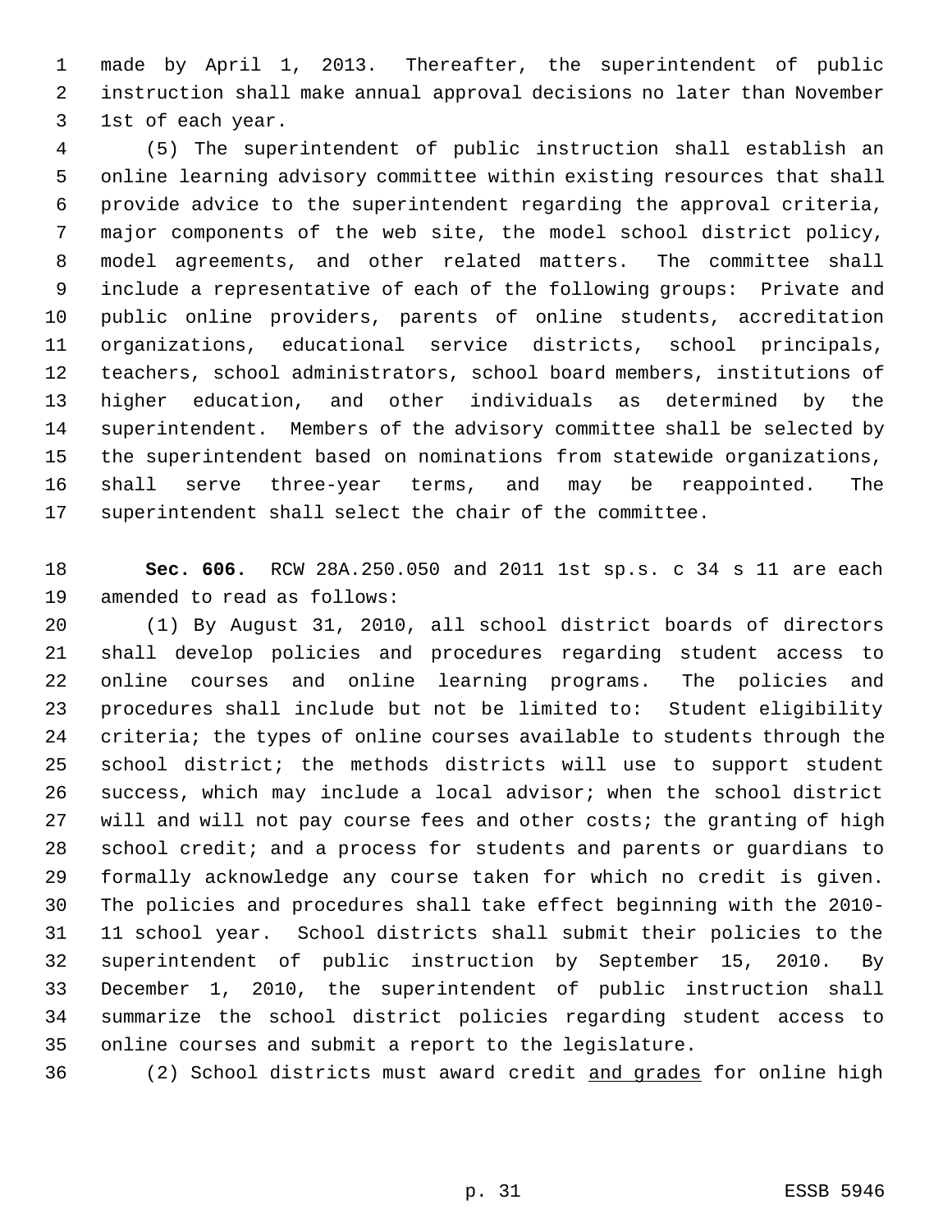made by April 1, 2013. Thereafter, the superintendent of public instruction shall make annual approval decisions no later than November 1st of each year.

(5) The superintendent of public instruction shall establish an online learning advisory committee within existing resources that shall provide advice to the superintendent regarding the approval criteria, major components of the web site, the model school district policy, model agreements, and other related matters. The committee shall include a representative of each of the following groups: Private and public online providers, parents of online students, accreditation organizations, educational service districts, school principals, teachers, school administrators, school board members, institutions of higher education, and other individuals as determined by the superintendent. Members of the advisory committee shall be selected by the superintendent based on nominations from statewide organizations, shall serve three-year terms, and may be reappointed. The superintendent shall select the chair of the committee.

**Sec. 606.** RCW 28A.250.050 and 2011 1st sp.s. c 34 s 11 are each amended to read as follows:

(1) By August 31, 2010, all school district boards of directors shall develop policies and procedures regarding student access to online courses and online learning programs. The policies and procedures shall include but not be limited to: Student eligibility criteria; the types of online courses available to students through the school district; the methods districts will use to support student success, which may include a local advisor; when the school district will and will not pay course fees and other costs; the granting of high school credit; and a process for students and parents or guardians to formally acknowledge any course taken for which no credit is given. The policies and procedures shall take effect beginning with the 2010-11 school year. School districts shall submit their policies to the superintendent of public instruction by September 15, 2010. By December 1, 2010, the superintendent of public instruction shall summarize the school district policies regarding student access to online courses and submit a report to the legislature.

(2) School districts must award credit <u>and grades</u> for online high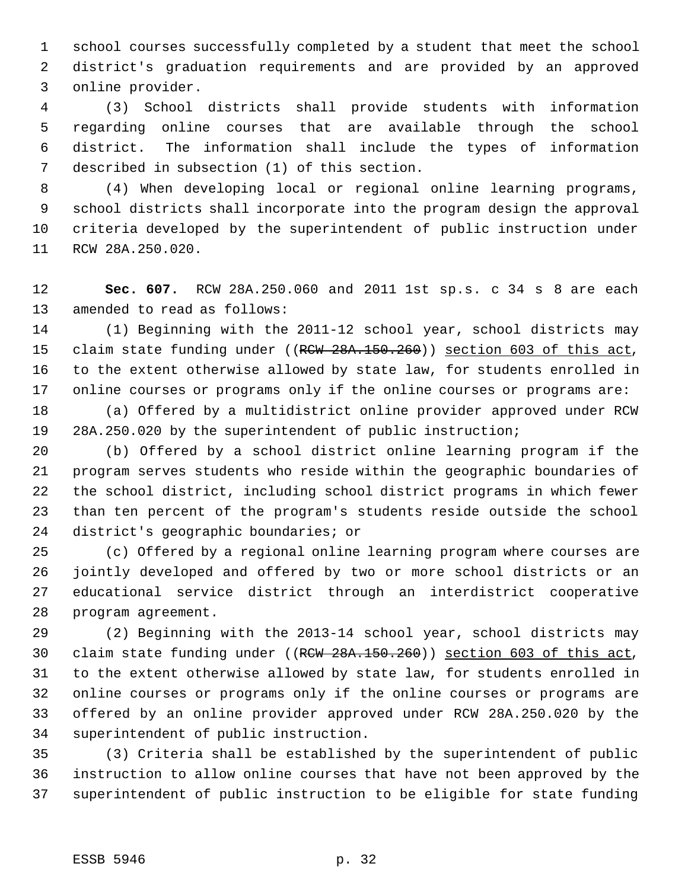school courses successfully completed by a student that meet the school district's graduation requirements and are provided by an approved online provider.

(3) School districts shall provide students with information regarding online courses that are available through the school district. The information shall include the types of information described in subsection (1) of this section.

(4) When developing local or regional online learning programs, school districts shall incorporate into the program design the approval criteria developed by the superintendent of public instruction under RCW 28A.250.020.

**Sec. 607.** RCW 28A.250.060 and 2011 1st sp.s. c 34 s 8 are each amended to read as follows:

(1) Beginning with the 2011-12 school year, school districts may claim state funding under ((~~RCW 28A.150.260~~)) section 603 of this act, to the extent otherwise allowed by state law, for students enrolled in online courses or programs only if the online courses or programs are:

(a) Offered by a multidistrict online provider approved under RCW 28A.250.020 by the superintendent of public instruction;

(b) Offered by a school district online learning program if the program serves students who reside within the geographic boundaries of the school district, including school district programs in which fewer than ten percent of the program's students reside outside the school district's geographic boundaries; or

(c) Offered by a regional online learning program where courses are jointly developed and offered by two or more school districts or an educational service district through an interdistrict cooperative program agreement.

(2) Beginning with the 2013-14 school year, school districts may claim state funding under ((~~RCW 28A.150.260~~)) section 603 of this act, to the extent otherwise allowed by state law, for students enrolled in online courses or programs only if the online courses or programs are offered by an online provider approved under RCW 28A.250.020 by the superintendent of public instruction.

(3) Criteria shall be established by the superintendent of public instruction to allow online courses that have not been approved by the superintendent of public instruction to be eligible for state funding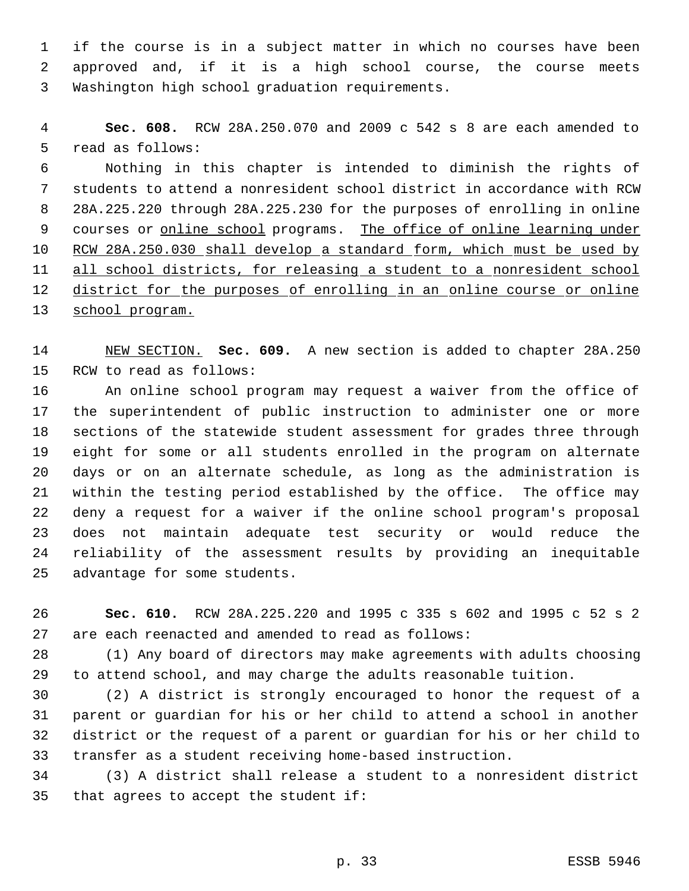if the course is in a subject matter in which no courses have been approved and, if it is a high school course, the course meets Washington high school graduation requirements.

**Sec. 608.** RCW 28A.250.070 and 2009 c 542 s 8 are each amended to read as follows:

Nothing in this chapter is intended to diminish the rights of students to attend a nonresident school district in accordance with RCW 28A.225.220 through 28A.225.230 for the purposes of enrolling in online courses or <u>online school</u> programs. <u>The office of online learning under RCW 28A.250.030 shall develop a standard form, which must be used by all school districts, for releasing a student to a nonresident school district for the purposes of enrolling in an online course or online school program.</u>

<u>NEW SECTION.</u> **Sec. 609.** A new section is added to chapter 28A.250 RCW to read as follows:

An online school program may request a waiver from the office of the superintendent of public instruction to administer one or more sections of the statewide student assessment for grades three through eight for some or all students enrolled in the program on alternate days or on an alternate schedule, as long as the administration is within the testing period established by the office. The office may deny a request for a waiver if the online school program's proposal does not maintain adequate test security or would reduce the reliability of the assessment results by providing an inequitable advantage for some students.

**Sec. 610.** RCW 28A.225.220 and 1995 c 335 s 602 and 1995 c 52 s 2 are each reenacted and amended to read as follows:

(1) Any board of directors may make agreements with adults choosing to attend school, and may charge the adults reasonable tuition.

(2) A district is strongly encouraged to honor the request of a parent or guardian for his or her child to attend a school in another district or the request of a parent or guardian for his or her child to transfer as a student receiving home-based instruction.

(3) A district shall release a student to a nonresident district that agrees to accept the student if: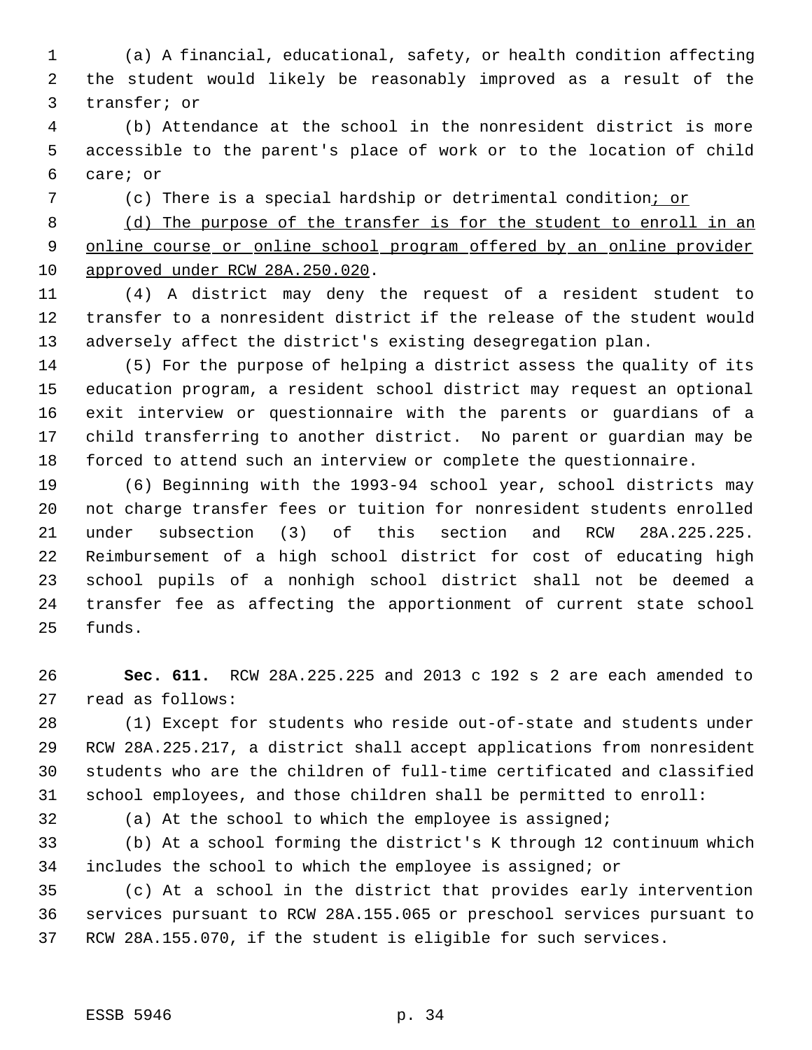(a) A financial, educational, safety, or health condition affecting the student would likely be reasonably improved as a result of the transfer; or

(b) Attendance at the school in the nonresident district is more accessible to the parent's place of work or to the location of child care; or

(c) There is a special hardship or detrimental condition; or

(d) The purpose of the transfer is for the student to enroll in an online course or online school program offered by an online provider approved under RCW 28A.250.020.

(4) A district may deny the request of a resident student to transfer to a nonresident district if the release of the student would adversely affect the district's existing desegregation plan.

(5) For the purpose of helping a district assess the quality of its education program, a resident school district may request an optional exit interview or questionnaire with the parents or guardians of a child transferring to another district. No parent or guardian may be forced to attend such an interview or complete the questionnaire.

(6) Beginning with the 1993-94 school year, school districts may not charge transfer fees or tuition for nonresident students enrolled under subsection (3) of this section and RCW 28A.225.225. Reimbursement of a high school district for cost of educating high school pupils of a nonhigh school district shall not be deemed a transfer fee as affecting the apportionment of current state school funds.

**Sec. 611.** RCW 28A.225.225 and 2013 c 192 s 2 are each amended to read as follows:

(1) Except for students who reside out-of-state and students under RCW 28A.225.217, a district shall accept applications from nonresident students who are the children of full-time certificated and classified school employees, and those children shall be permitted to enroll:

(a) At the school to which the employee is assigned;

(b) At a school forming the district's K through 12 continuum which includes the school to which the employee is assigned; or

(c) At a school in the district that provides early intervention services pursuant to RCW 28A.155.065 or preschool services pursuant to RCW 28A.155.070, if the student is eligible for such services.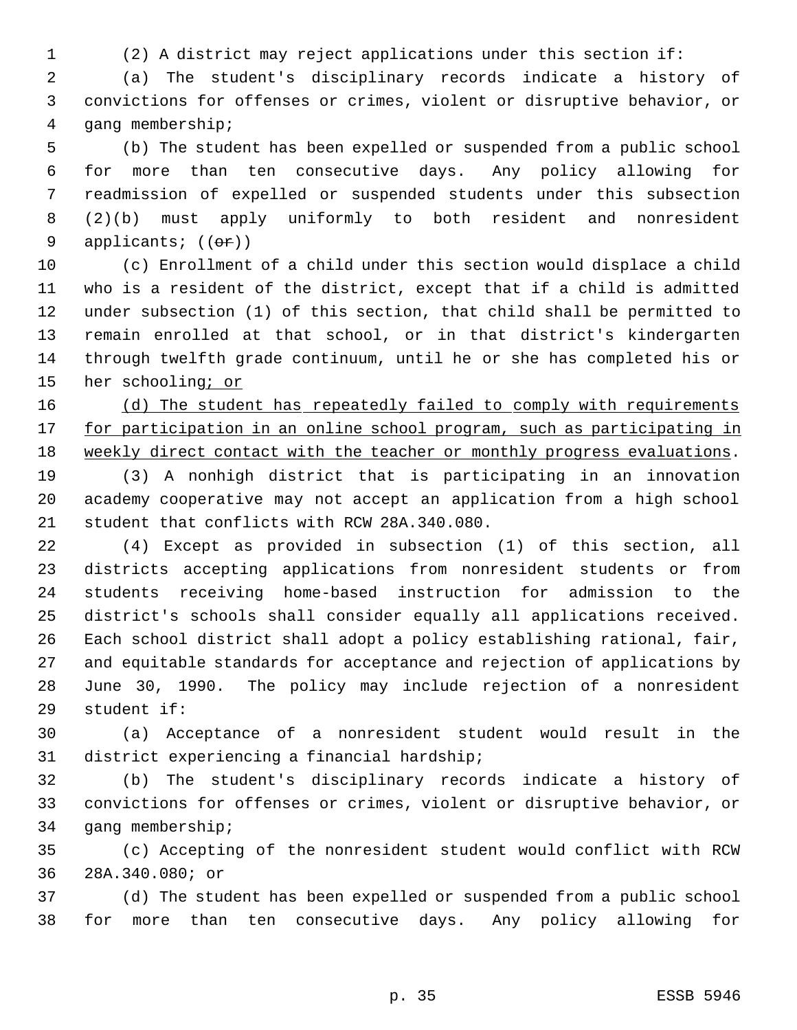(2) A district may reject applications under this section if:

(a) The student's disciplinary records indicate a history of convictions for offenses or crimes, violent or disruptive behavior, or gang membership;

(b) The student has been expelled or suspended from a public school for more than ten consecutive days. Any policy allowing for readmission of expelled or suspended students under this subsection (2)(b) must apply uniformly to both resident and nonresident applicants; ((~~or~~))

(c) Enrollment of a child under this section would displace a child who is a resident of the district, except that if a child is admitted under subsection (1) of this section, that child shall be permitted to remain enrolled at that school, or in that district's kindergarten through twelfth grade continuum, until he or she has completed his or her schooling<u>; or</u>

<u>(d) The student has repeatedly failed to comply with requirements for participation in an online school program, such as participating in weekly direct contact with the teacher or monthly progress evaluations</u>.

(3) A nonhigh district that is participating in an innovation academy cooperative may not accept an application from a high school student that conflicts with RCW 28A.340.080.

(4) Except as provided in subsection (1) of this section, all districts accepting applications from nonresident students or from students receiving home-based instruction for admission to the district's schools shall consider equally all applications received. Each school district shall adopt a policy establishing rational, fair, and equitable standards for acceptance and rejection of applications by June 30, 1990. The policy may include rejection of a nonresident student if:

(a) Acceptance of a nonresident student would result in the district experiencing a financial hardship;

(b) The student's disciplinary records indicate a history of convictions for offenses or crimes, violent or disruptive behavior, or gang membership;

(c) Accepting of the nonresident student would conflict with RCW 28A.340.080; or

(d) The student has been expelled or suspended from a public school for more than ten consecutive days. Any policy allowing for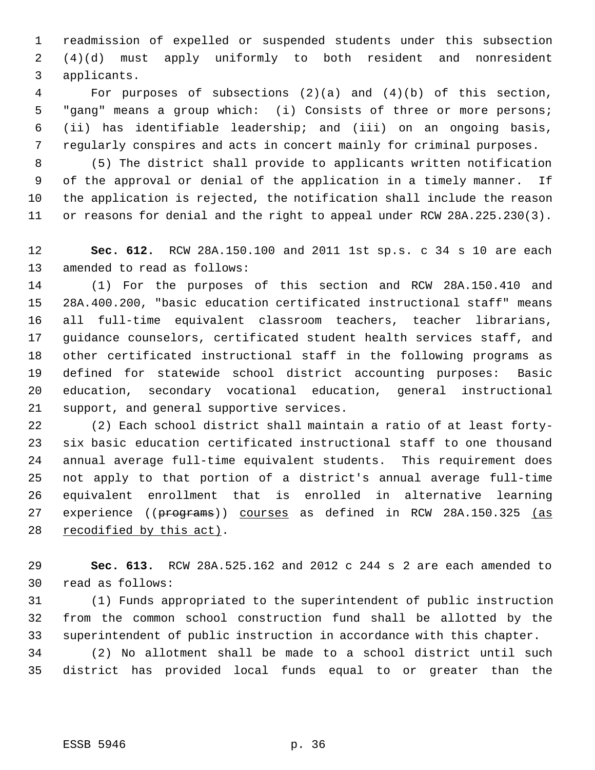readmission of expelled or suspended students under this subsection (4)(d) must apply uniformly to both resident and nonresident applicants.

For purposes of subsections (2)(a) and (4)(b) of this section, "gang" means a group which: (i) Consists of three or more persons; (ii) has identifiable leadership; and (iii) on an ongoing basis, regularly conspires and acts in concert mainly for criminal purposes.

(5) The district shall provide to applicants written notification of the approval or denial of the application in a timely manner. If the application is rejected, the notification shall include the reason or reasons for denial and the right to appeal under RCW 28A.225.230(3).

**Sec. 612.** RCW 28A.150.100 and 2011 1st sp.s. c 34 s 10 are each amended to read as follows:

(1) For the purposes of this section and RCW 28A.150.410 and 28A.400.200, "basic education certificated instructional staff" means all full-time equivalent classroom teachers, teacher librarians, guidance counselors, certificated student health services staff, and other certificated instructional staff in the following programs as defined for statewide school district accounting purposes: Basic education, secondary vocational education, general instructional support, and general supportive services.

(2) Each school district shall maintain a ratio of at least forty-six basic education certificated instructional staff to one thousand annual average full-time equivalent students. This requirement does not apply to that portion of a district's annual average full-time equivalent enrollment that is enrolled in alternative learning experience ((~~programs~~)) <u>courses</u> as defined in RCW 28A.150.325 <u>(as recodified by this act)</u>.

**Sec. 613.** RCW 28A.525.162 and 2012 c 244 s 2 are each amended to read as follows:

(1) Funds appropriated to the superintendent of public instruction from the common school construction fund shall be allotted by the superintendent of public instruction in accordance with this chapter.

(2) No allotment shall be made to a school district until such district has provided local funds equal to or greater than the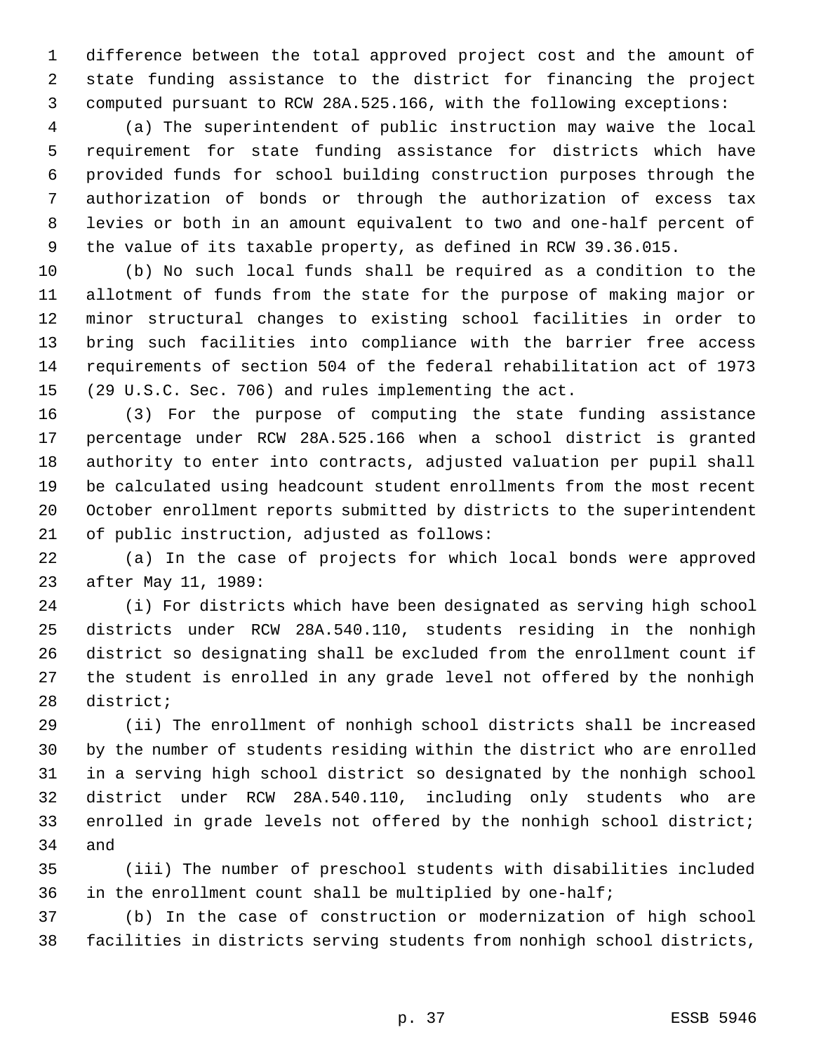difference between the total approved project cost and the amount of state funding assistance to the district for financing the project computed pursuant to RCW 28A.525.166, with the following exceptions:

(a) The superintendent of public instruction may waive the local requirement for state funding assistance for districts which have provided funds for school building construction purposes through the authorization of bonds or through the authorization of excess tax levies or both in an amount equivalent to two and one-half percent of the value of its taxable property, as defined in RCW 39.36.015.

(b) No such local funds shall be required as a condition to the allotment of funds from the state for the purpose of making major or minor structural changes to existing school facilities in order to bring such facilities into compliance with the barrier free access requirements of section 504 of the federal rehabilitation act of 1973 (29 U.S.C. Sec. 706) and rules implementing the act.

(3) For the purpose of computing the state funding assistance percentage under RCW 28A.525.166 when a school district is granted authority to enter into contracts, adjusted valuation per pupil shall be calculated using headcount student enrollments from the most recent October enrollment reports submitted by districts to the superintendent of public instruction, adjusted as follows:

(a) In the case of projects for which local bonds were approved after May 11, 1989:

(i) For districts which have been designated as serving high school districts under RCW 28A.540.110, students residing in the nonhigh district so designating shall be excluded from the enrollment count if the student is enrolled in any grade level not offered by the nonhigh district;

(ii) The enrollment of nonhigh school districts shall be increased by the number of students residing within the district who are enrolled in a serving high school district so designated by the nonhigh school district under RCW 28A.540.110, including only students who are enrolled in grade levels not offered by the nonhigh school district; and

(iii) The number of preschool students with disabilities included in the enrollment count shall be multiplied by one-half;

(b) In the case of construction or modernization of high school facilities in districts serving students from nonhigh school districts,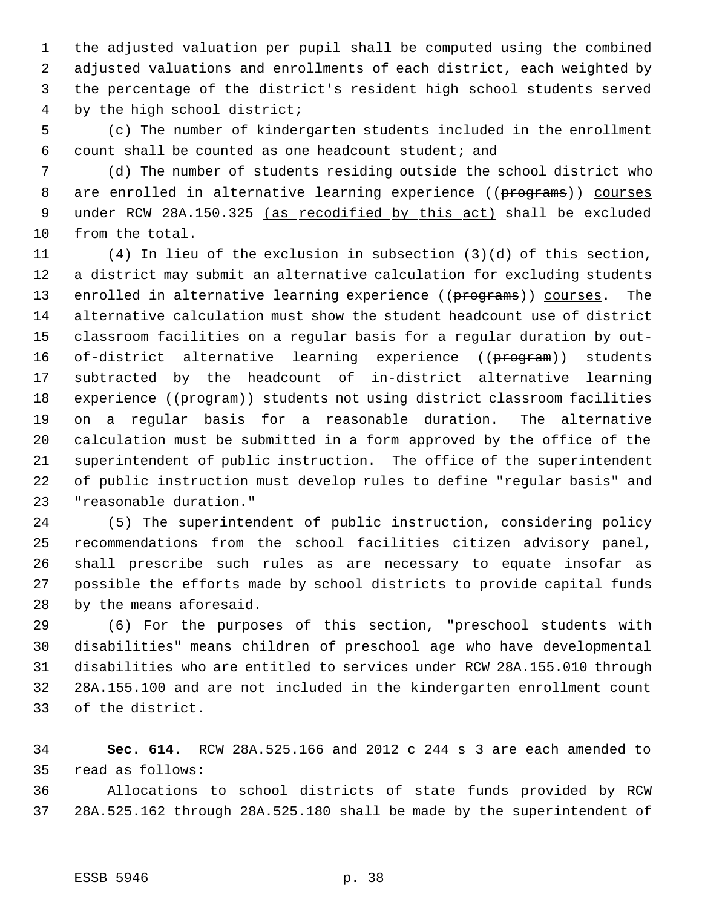the adjusted valuation per pupil shall be computed using the combined adjusted valuations and enrollments of each district, each weighted by the percentage of the district's resident high school students served by the high school district;

(c) The number of kindergarten students included in the enrollment count shall be counted as one headcount student; and

(d) The number of students residing outside the school district who are enrolled in alternative learning experience ((~~programs~~)) <u>courses</u> under RCW 28A.150.325 <u>(as recodified by this act)</u> shall be excluded from the total.

(4) In lieu of the exclusion in subsection (3)(d) of this section, a district may submit an alternative calculation for excluding students enrolled in alternative learning experience ((~~programs~~)) <u>courses</u>. The alternative calculation must show the student headcount use of district classroom facilities on a regular basis for a regular duration by out-of-district alternative learning experience ((~~program~~)) students subtracted by the headcount of in-district alternative learning experience ((~~program~~)) students not using district classroom facilities on a regular basis for a reasonable duration. The alternative calculation must be submitted in a form approved by the office of the superintendent of public instruction. The office of the superintendent of public instruction must develop rules to define "regular basis" and "reasonable duration."

(5) The superintendent of public instruction, considering policy recommendations from the school facilities citizen advisory panel, shall prescribe such rules as are necessary to equate insofar as possible the efforts made by school districts to provide capital funds by the means aforesaid.

(6) For the purposes of this section, "preschool students with disabilities" means children of preschool age who have developmental disabilities who are entitled to services under RCW 28A.155.010 through 28A.155.100 and are not included in the kindergarten enrollment count of the district.

**Sec. 614.** RCW 28A.525.166 and 2012 c 244 s 3 are each amended to read as follows:

Allocations to school districts of state funds provided by RCW 28A.525.162 through 28A.525.180 shall be made by the superintendent of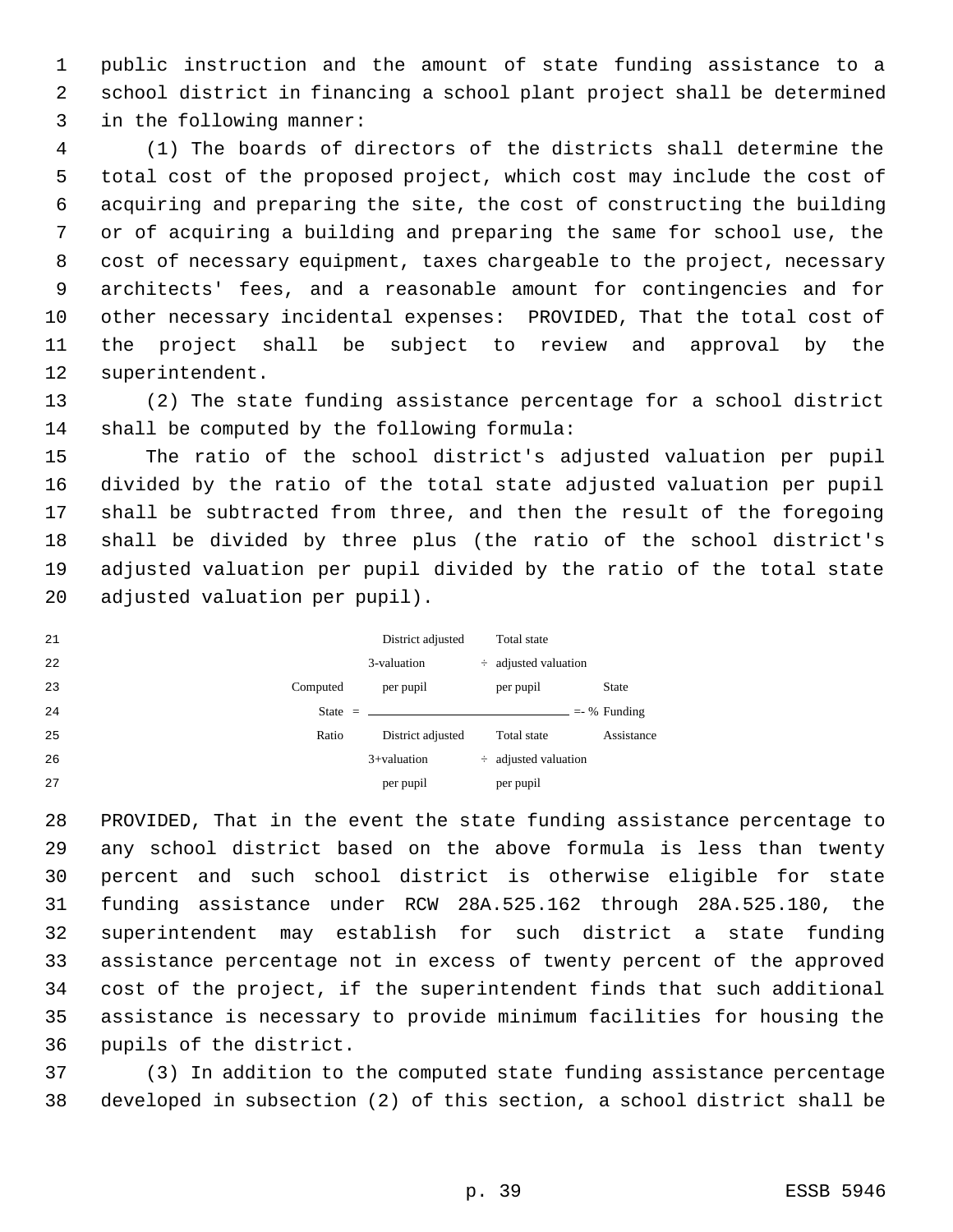public instruction and the amount of state funding assistance to a school district in financing a school plant project shall be determined in the following manner:

(1) The boards of directors of the districts shall determine the total cost of the proposed project, which cost may include the cost of acquiring and preparing the site, the cost of constructing the building or of acquiring a building and preparing the same for school use, the cost of necessary equipment, taxes chargeable to the project, necessary architects' fees, and a reasonable amount for contingencies and for other necessary incidental expenses: PROVIDED, That the total cost of the project shall be subject to review and approval by the superintendent.

(2) The state funding assistance percentage for a school district shall be computed by the following formula:

The ratio of the school district's adjusted valuation per pupil divided by the ratio of the total state adjusted valuation per pupil shall be subtracted from three, and then the result of the foregoing shall be divided by three plus (the ratio of the school district's adjusted valuation per pupil divided by the ratio of the total state adjusted valuation per pupil).

$$\text{Computed State Ratio} = \frac{3 - \dfrac{\text{District adjusted valuation per pupil}}{\text{Total state adjusted valuation per pupil}}}{3 + \dfrac{\text{District adjusted valuation per pupil}}{\text{Total state adjusted valuation per pupil}}} = \text{-- \% State Funding Assistance}$$

PROVIDED, That in the event the state funding assistance percentage to any school district based on the above formula is less than twenty percent and such school district is otherwise eligible for state funding assistance under RCW 28A.525.162 through 28A.525.180, the superintendent may establish for such district a state funding assistance percentage not in excess of twenty percent of the approved cost of the project, if the superintendent finds that such additional assistance is necessary to provide minimum facilities for housing the pupils of the district.

(3) In addition to the computed state funding assistance percentage developed in subsection (2) of this section, a school district shall be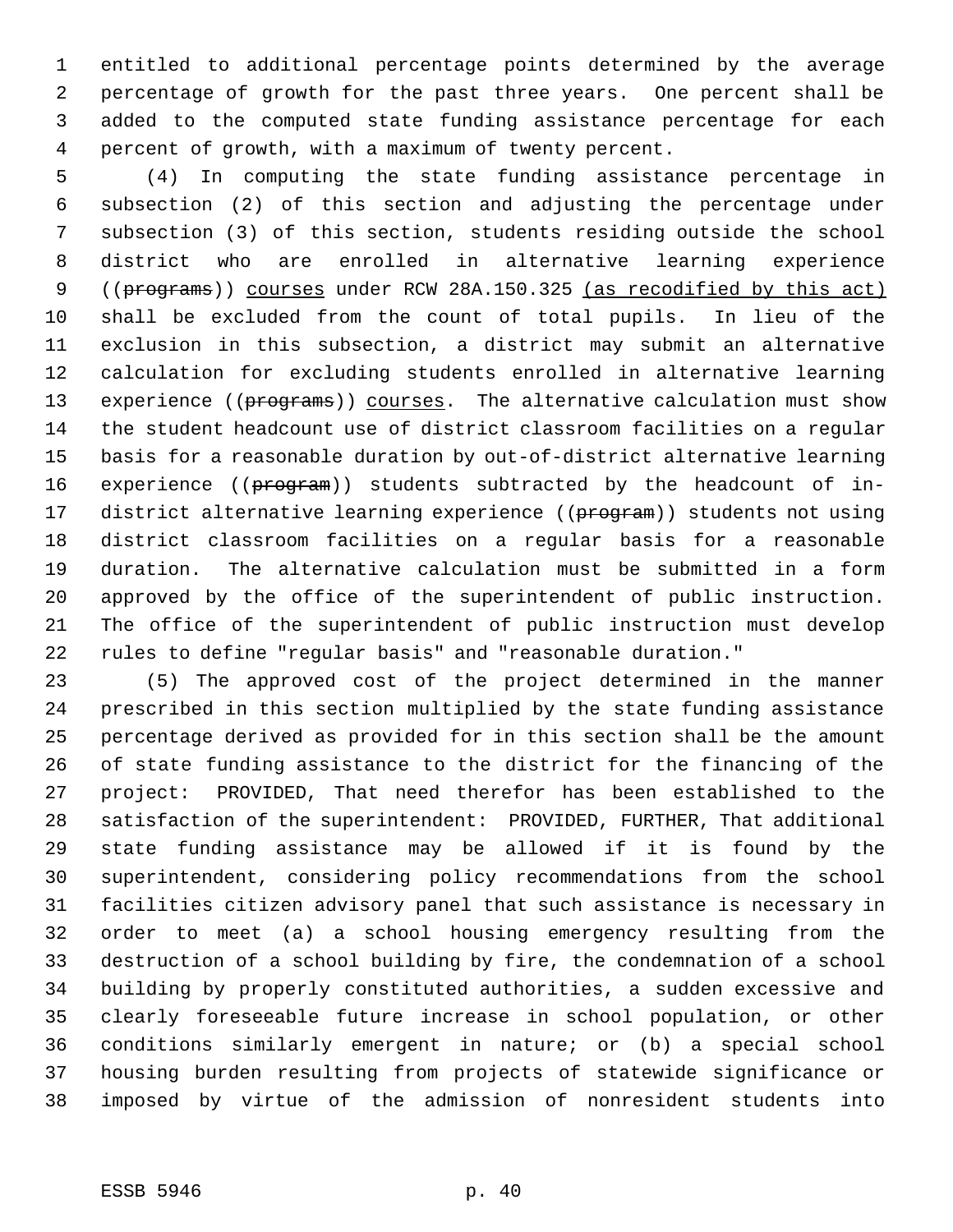entitled to additional percentage points determined by the average percentage of growth for the past three years. One percent shall be added to the computed state funding assistance percentage for each percent of growth, with a maximum of twenty percent.

(4) In computing the state funding assistance percentage in subsection (2) of this section and adjusting the percentage under subsection (3) of this section, students residing outside the school district who are enrolled in alternative learning experience ((~~programs~~)) <u>courses</u> under RCW 28A.150.325 <u>(as recodified by this act)</u> shall be excluded from the count of total pupils. In lieu of the exclusion in this subsection, a district may submit an alternative calculation for excluding students enrolled in alternative learning experience ((~~programs~~)) <u>courses</u>. The alternative calculation must show the student headcount use of district classroom facilities on a regular basis for a reasonable duration by out-of-district alternative learning experience ((~~program~~)) students subtracted by the headcount of in-district alternative learning experience ((~~program~~)) students not using district classroom facilities on a regular basis for a reasonable duration. The alternative calculation must be submitted in a form approved by the office of the superintendent of public instruction. The office of the superintendent of public instruction must develop rules to define "regular basis" and "reasonable duration."

(5) The approved cost of the project determined in the manner prescribed in this section multiplied by the state funding assistance percentage derived as provided for in this section shall be the amount of state funding assistance to the district for the financing of the project: PROVIDED, That need therefor has been established to the satisfaction of the superintendent: PROVIDED, FURTHER, That additional state funding assistance may be allowed if it is found by the superintendent, considering policy recommendations from the school facilities citizen advisory panel that such assistance is necessary in order to meet (a) a school housing emergency resulting from the destruction of a school building by fire, the condemnation of a school building by properly constituted authorities, a sudden excessive and clearly foreseeable future increase in school population, or other conditions similarly emergent in nature; or (b) a special school housing burden resulting from projects of statewide significance or imposed by virtue of the admission of nonresident students into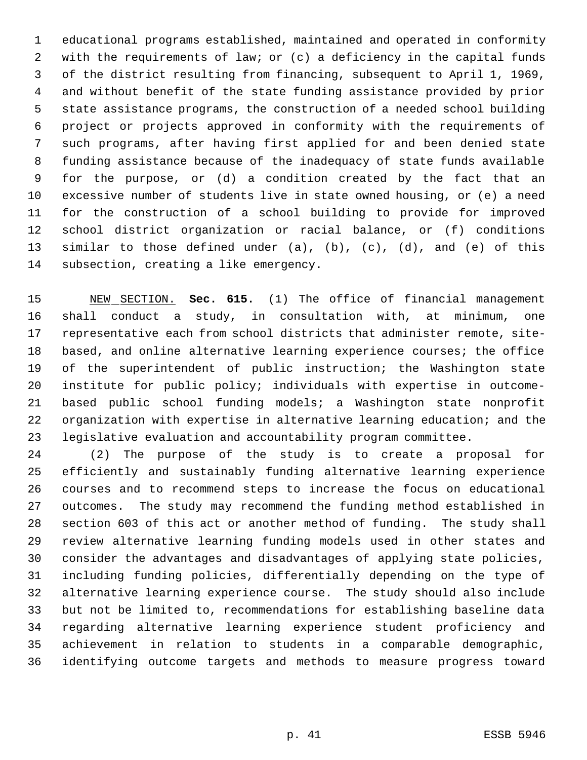educational programs established, maintained and operated in conformity with the requirements of law; or (c) a deficiency in the capital funds of the district resulting from financing, subsequent to April 1, 1969, and without benefit of the state funding assistance provided by prior state assistance programs, the construction of a needed school building project or projects approved in conformity with the requirements of such programs, after having first applied for and been denied state funding assistance because of the inadequacy of state funds available for the purpose, or (d) a condition created by the fact that an excessive number of students live in state owned housing, or (e) a need for the construction of a school building to provide for improved school district organization or racial balance, or (f) conditions similar to those defined under (a), (b), (c), (d), and (e) of this subsection, creating a like emergency.

NEW SECTION. **Sec. 615.** (1) The office of financial management shall conduct a study, in consultation with, at minimum, one representative each from school districts that administer remote, site-based, and online alternative learning experience courses; the office of the superintendent of public instruction; the Washington state institute for public policy; individuals with expertise in outcome-based public school funding models; a Washington state nonprofit organization with expertise in alternative learning education; and the legislative evaluation and accountability program committee.

(2) The purpose of the study is to create a proposal for efficiently and sustainably funding alternative learning experience courses and to recommend steps to increase the focus on educational outcomes. The study may recommend the funding method established in section 603 of this act or another method of funding. The study shall review alternative learning funding models used in other states and consider the advantages and disadvantages of applying state policies, including funding policies, differentially depending on the type of alternative learning experience course. The study should also include but not be limited to, recommendations for establishing baseline data regarding alternative learning experience student proficiency and achievement in relation to students in a comparable demographic, identifying outcome targets and methods to measure progress toward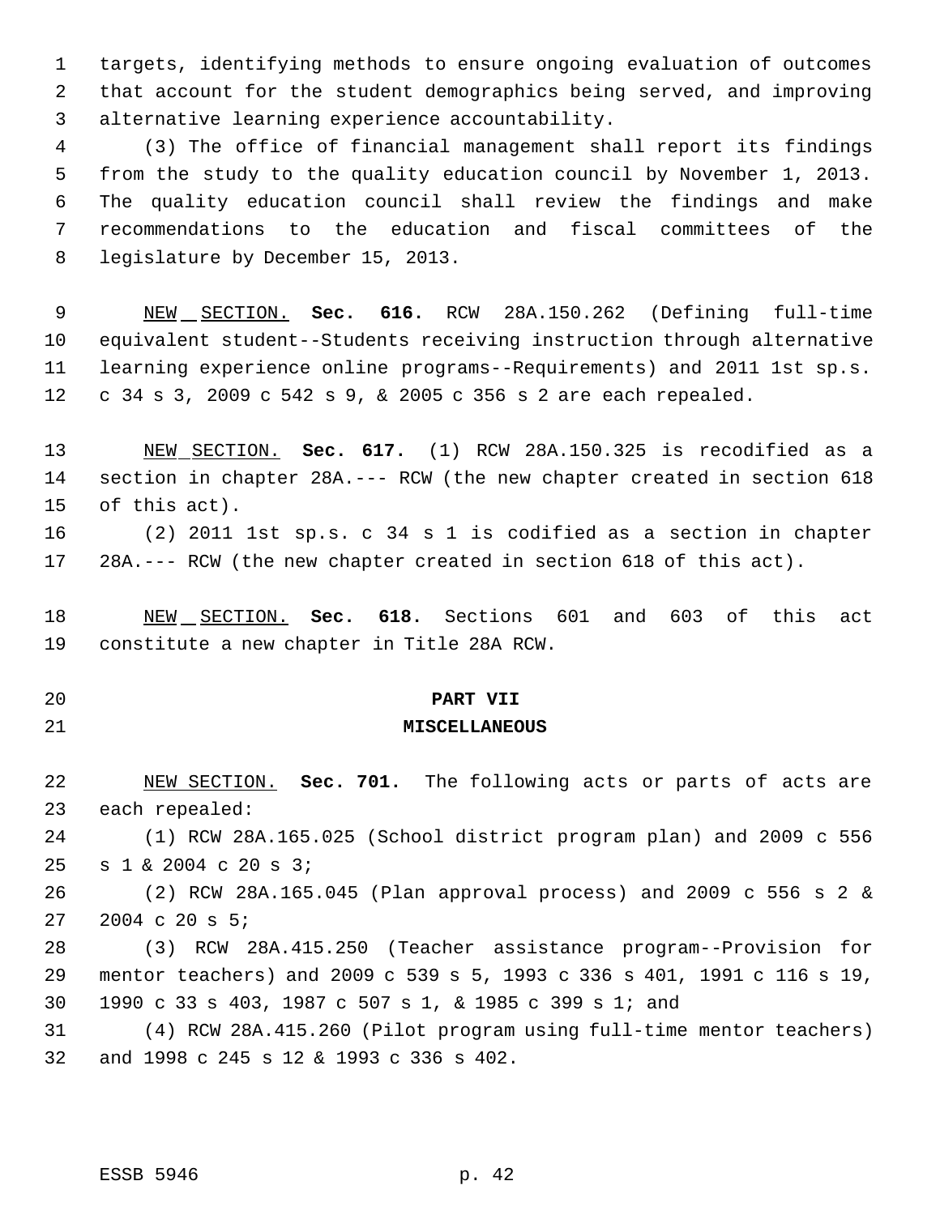targets, identifying methods to ensure ongoing evaluation of outcomes that account for the student demographics being served, and improving alternative learning experience accountability.

(3) The office of financial management shall report its findings from the study to the quality education council by November 1, 2013. The quality education council shall review the findings and make recommendations to the education and fiscal committees of the legislature by December 15, 2013.

NEW SECTION. **Sec. 616.** RCW 28A.150.262 (Defining full-time equivalent student--Students receiving instruction through alternative learning experience online programs--Requirements) and 2011 1st sp.s. c 34 s 3, 2009 c 542 s 9, & 2005 c 356 s 2 are each repealed.

NEW SECTION. **Sec. 617.** (1) RCW 28A.150.325 is recodified as a section in chapter 28A.--- RCW (the new chapter created in section 618 of this act).

(2) 2011 1st sp.s. c 34 s 1 is codified as a section in chapter 28A.--- RCW (the new chapter created in section 618 of this act).

NEW SECTION. **Sec. 618.** Sections 601 and 603 of this act constitute a new chapter in Title 28A RCW.

**PART VII**

**MISCELLANEOUS**

NEW SECTION. **Sec. 701.** The following acts or parts of acts are each repealed:

(1) RCW 28A.165.025 (School district program plan) and 2009 c 556 s 1 & 2004 c 20 s 3;

(2) RCW 28A.165.045 (Plan approval process) and 2009 c 556 s 2 & 2004 c 20 s 5;

(3) RCW 28A.415.250 (Teacher assistance program--Provision for mentor teachers) and 2009 c 539 s 5, 1993 c 336 s 401, 1991 c 116 s 19, 1990 c 33 s 403, 1987 c 507 s 1, & 1985 c 399 s 1; and

(4) RCW 28A.415.260 (Pilot program using full-time mentor teachers) and 1998 c 245 s 12 & 1993 c 336 s 402.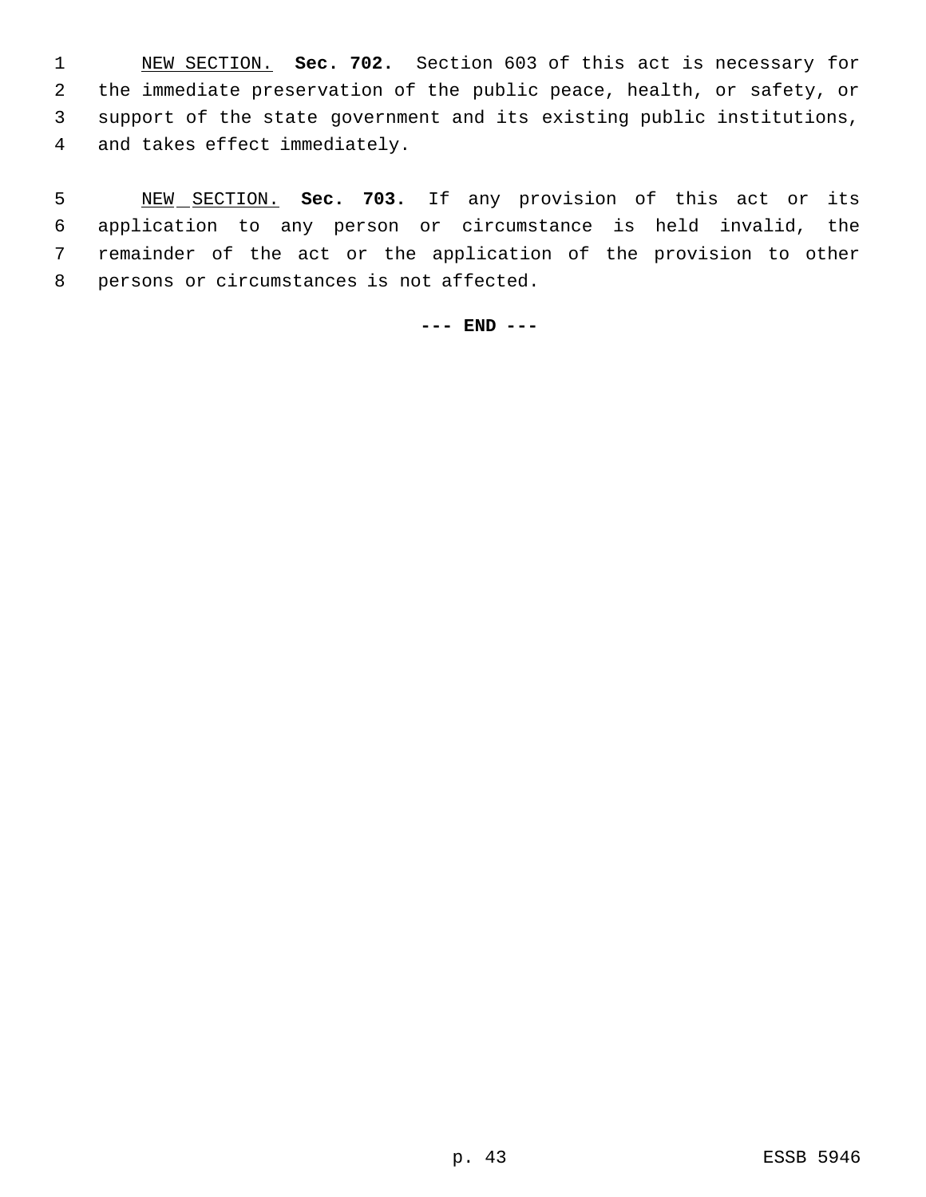NEW SECTION. **Sec. 702.** Section 603 of this act is necessary for the immediate preservation of the public peace, health, or safety, or support of the state government and its existing public institutions, and takes effect immediately.

NEW SECTION. **Sec. 703.** If any provision of this act or its application to any person or circumstance is held invalid, the remainder of the act or the application of the provision to other persons or circumstances is not affected.

**--- END ---**